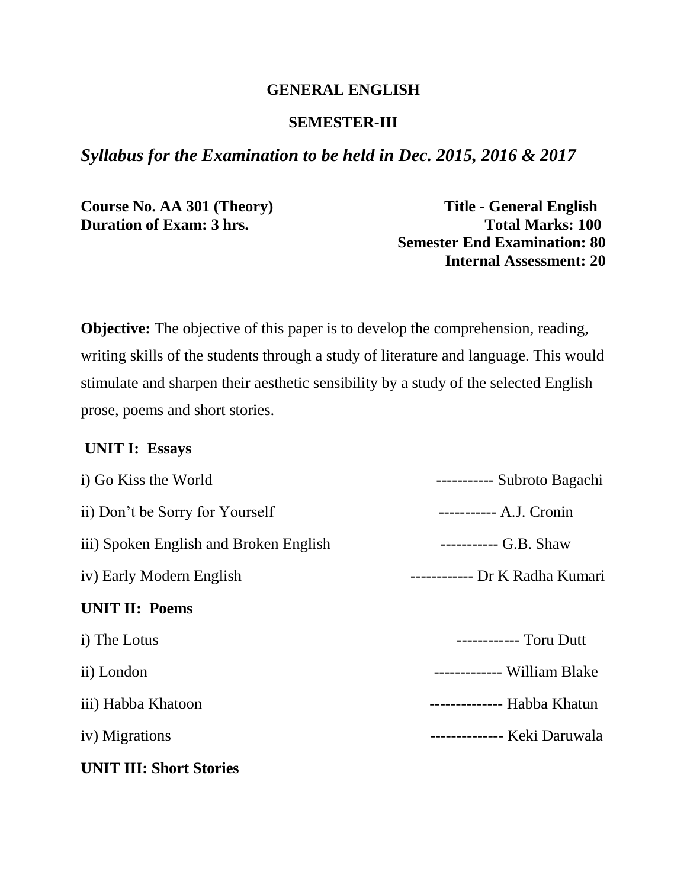# GENERAL ENGLISH

## SEMESTER-III

***Syllabus for the Examination to be held in Dec. 2015, 2016 & 2017***

**Course No. AA 301 (Theory)** **Title - General English**

**Duration of Exam: 3 hrs.** **Total Marks: 100**

**Semester End Examination: 80**

**Internal Assessment: 20**

**Objective:** The objective of this paper is to develop the comprehension, reading, writing skills of the students through a study of literature and language. This would stimulate and sharpen their aesthetic sensibility by a study of the selected English prose, poems and short stories.

**UNIT I: Essays**

i) Go Kiss the World ----------- Subroto Bagachi

ii) Don't be Sorry for Yourself ----------- A.J. Cronin

iii) Spoken English and Broken English ----------- G.B. Shaw

iv) Early Modern English ------------ Dr K Radha Kumari

**UNIT II: Poems**

i) The Lotus ------------ Toru Dutt

ii) London ------------- William Blake

iii) Habba Khatoon -------------- Habba Khatun

iv) Migrations -------------- Keki Daruwala

**UNIT III: Short Stories**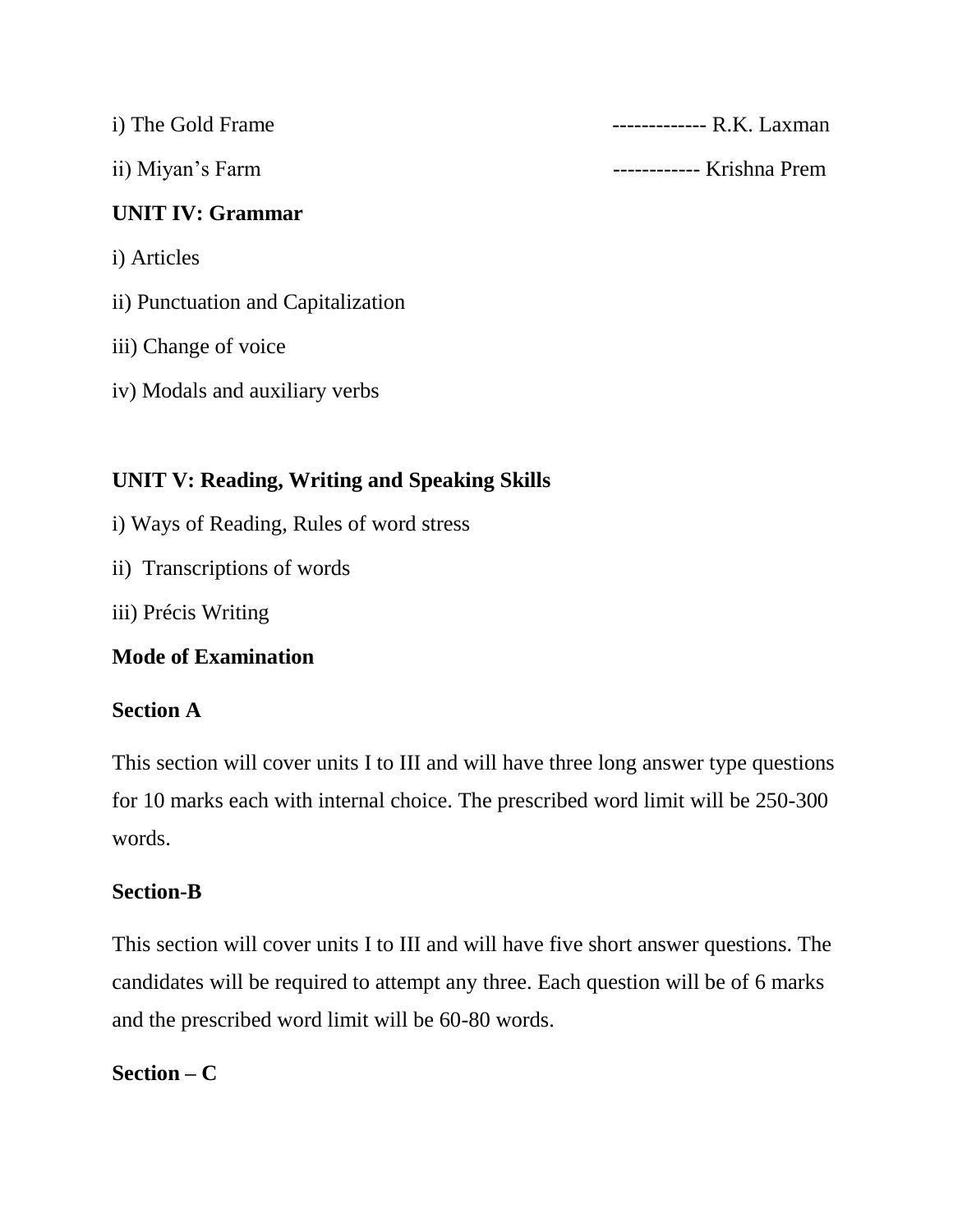i) The Gold Frame ------------- R.K. Laxman

ii) Miyan’s Farm ------------ Krishna Prem

**UNIT IV: Grammar**

i) Articles

ii) Punctuation and Capitalization

iii) Change of voice

iv) Modals and auxiliary verbs

**UNIT V: Reading, Writing and Speaking Skills**

i) Ways of Reading, Rules of word stress

ii) Transcriptions of words

iii) Précis Writing

**Mode of Examination**

**Section A**

This section will cover units I to III and will have three long answer type questions for 10 marks each with internal choice. The prescribed word limit will be 250-300 words.

**Section-B**

This section will cover units I to III and will have five short answer questions. The candidates will be required to attempt any three. Each question will be of 6 marks and the prescribed word limit will be 60-80 words.

**Section – C**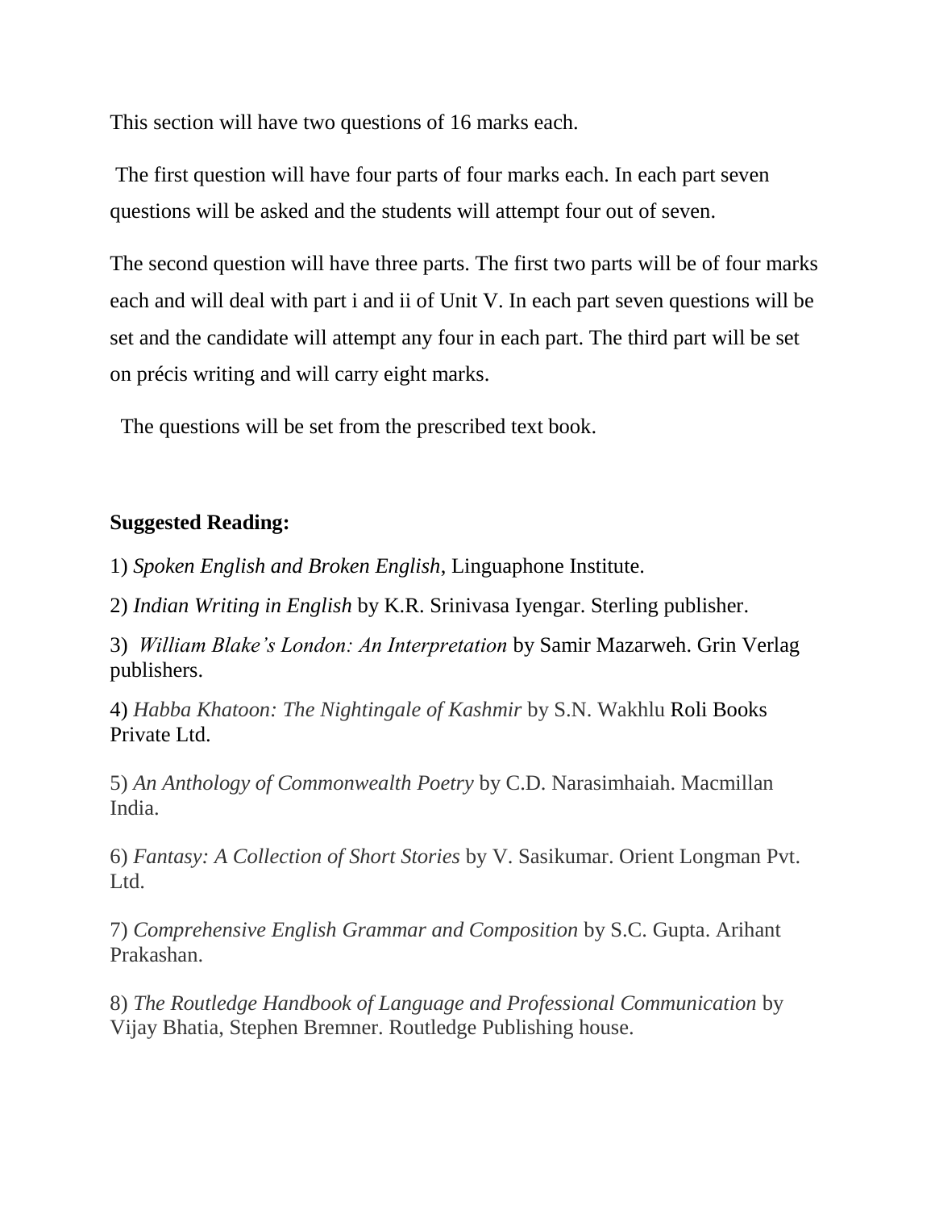This section will have two questions of 16 marks each.

The first question will have four parts of four marks each. In each part seven questions will be asked and the students will attempt four out of seven.

The second question will have three parts. The first two parts will be of four marks each and will deal with part i and ii of Unit V. In each part seven questions will be set and the candidate will attempt any four in each part. The third part will be set on précis writing and will carry eight marks.

The questions will be set from the prescribed text book.

**Suggested Reading:**

1) *Spoken English and Broken English*, Linguaphone Institute.

2) *Indian Writing in English* by K.R. Srinivasa Iyengar. Sterling publisher.

3) *William Blake's London: An Interpretation* by Samir Mazarweh. Grin Verlag publishers.

4) *Habba Khatoon: The Nightingale of Kashmir* by S.N. Wakhlu Roli Books Private Ltd.

5) *An Anthology of Commonwealth Poetry* by C.D. Narasimhaiah. Macmillan India.

6) *Fantasy: A Collection of Short Stories* by V. Sasikumar. Orient Longman Pvt. Ltd.

7) *Comprehensive English Grammar and Composition* by S.C. Gupta. Arihant Prakashan.

8) *The Routledge Handbook of Language and Professional Communication* by Vijay Bhatia, Stephen Bremner. Routledge Publishing house.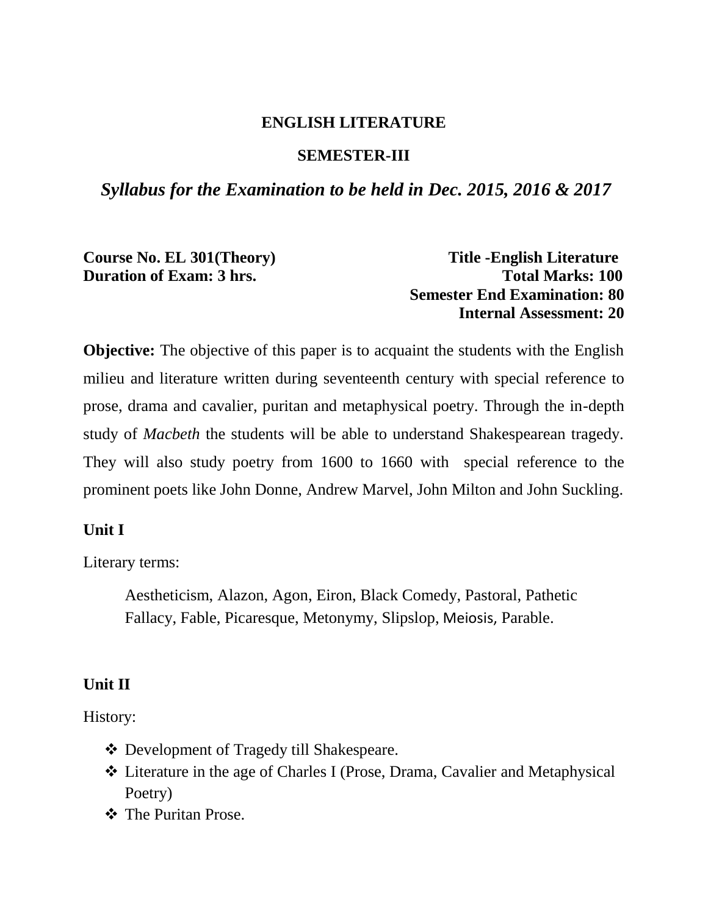# ENGLISH LITERATURE

## SEMESTER-III

## *Syllabus for the Examination to be held in Dec. 2015, 2016 & 2017*

**Course No. EL 301(Theory)** **Title -English Literature**
**Duration of Exam: 3 hrs.** **Total Marks: 100**
**Semester End Examination: 80**
**Internal Assessment: 20**

**Objective:** The objective of this paper is to acquaint the students with the English milieu and literature written during seventeenth century with special reference to prose, drama and cavalier, puritan and metaphysical poetry. Through the in-depth study of *Macbeth* the students will be able to understand Shakespearean tragedy. They will also study poetry from 1600 to 1660 with special reference to the prominent poets like John Donne, Andrew Marvel, John Milton and John Suckling.

**Unit I**

Literary terms:

Aestheticism, Alazon, Agon, Eiron, Black Comedy, Pastoral, Pathetic Fallacy, Fable, Picaresque, Metonymy, Slipslop, Meiosis, Parable.

**Unit II**

History:

- Development of Tragedy till Shakespeare.
- Literature in the age of Charles I (Prose, Drama, Cavalier and Metaphysical Poetry)
- The Puritan Prose.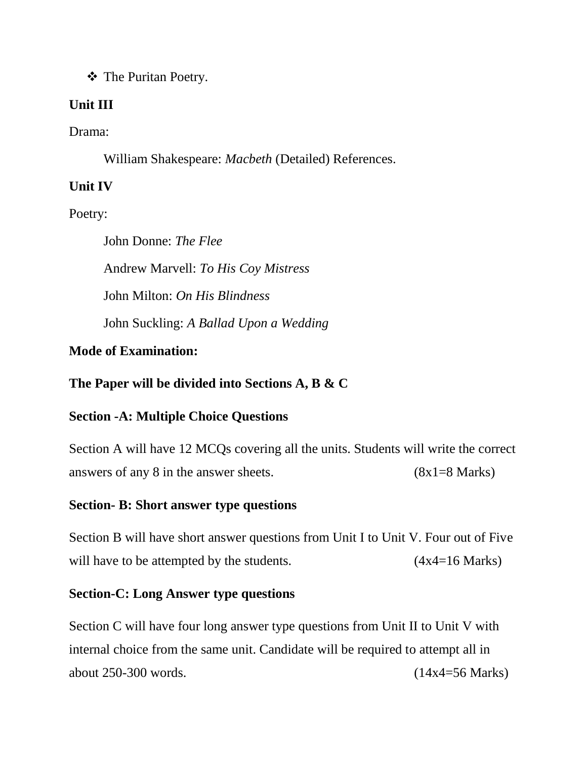- The Puritan Poetry.

**Unit III**

Drama:

William Shakespeare: *Macbeth* (Detailed) References.

**Unit IV**

Poetry:

John Donne: *The Flee*

Andrew Marvell: *To His Coy Mistress*

John Milton: *On His Blindness*

John Suckling: *A Ballad Upon a Wedding*

**Mode of Examination:**

**The Paper will be divided into Sections A, B & C**

**Section -A: Multiple Choice Questions**

Section A will have 12 MCQs covering all the units. Students will write the correct answers of any 8 in the answer sheets. (8x1=8 Marks)

**Section- B: Short answer type questions**

Section B will have short answer questions from Unit I to Unit V. Four out of Five will have to be attempted by the students. (4x4=16 Marks)

**Section-C: Long Answer type questions**

Section C will have four long answer type questions from Unit II to Unit V with internal choice from the same unit. Candidate will be required to attempt all in about 250-300 words. (14x4=56 Marks)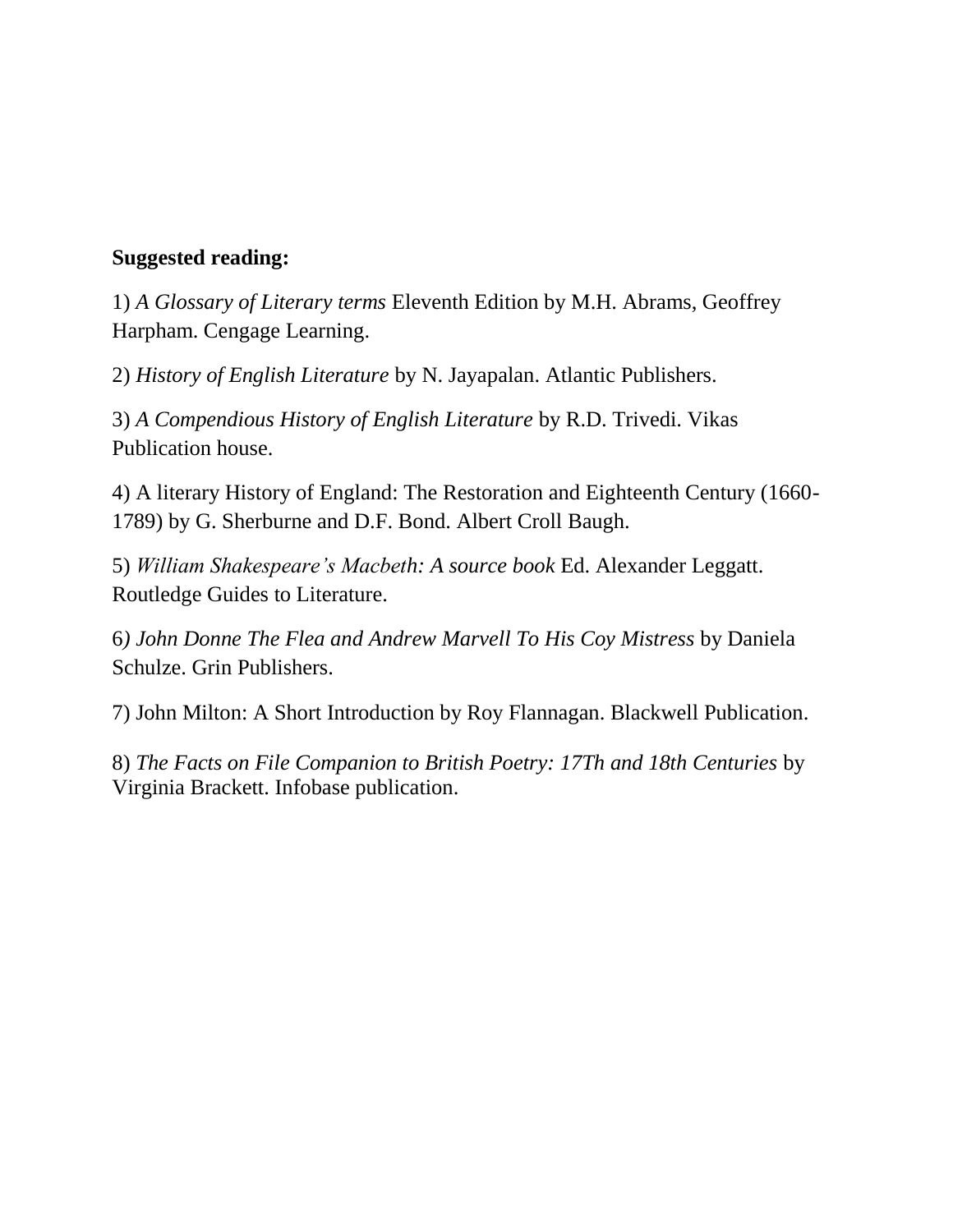**Suggested reading:**

1) *A Glossary of Literary terms* Eleventh Edition by M.H. Abrams, Geoffrey Harpham. Cengage Learning.

2) *History of English Literature* by N. Jayapalan. Atlantic Publishers.

3) *A Compendious History of English Literature* by R.D. Trivedi. Vikas Publication house.

4) A literary History of England: The Restoration and Eighteenth Century (1660-1789) by G. Sherburne and D.F. Bond. Albert Croll Baugh.

5) *William Shakespeare's Macbeth: A source book* Ed. Alexander Leggatt. Routledge Guides to Literature.

6*) John Donne The Flea and Andrew Marvell To His Coy Mistress* by Daniela Schulze. Grin Publishers.

7) John Milton: A Short Introduction by Roy Flannagan. Blackwell Publication.

8) *The Facts on File Companion to British Poetry: 17Th and 18th Centuries* by Virginia Brackett. Infobase publication.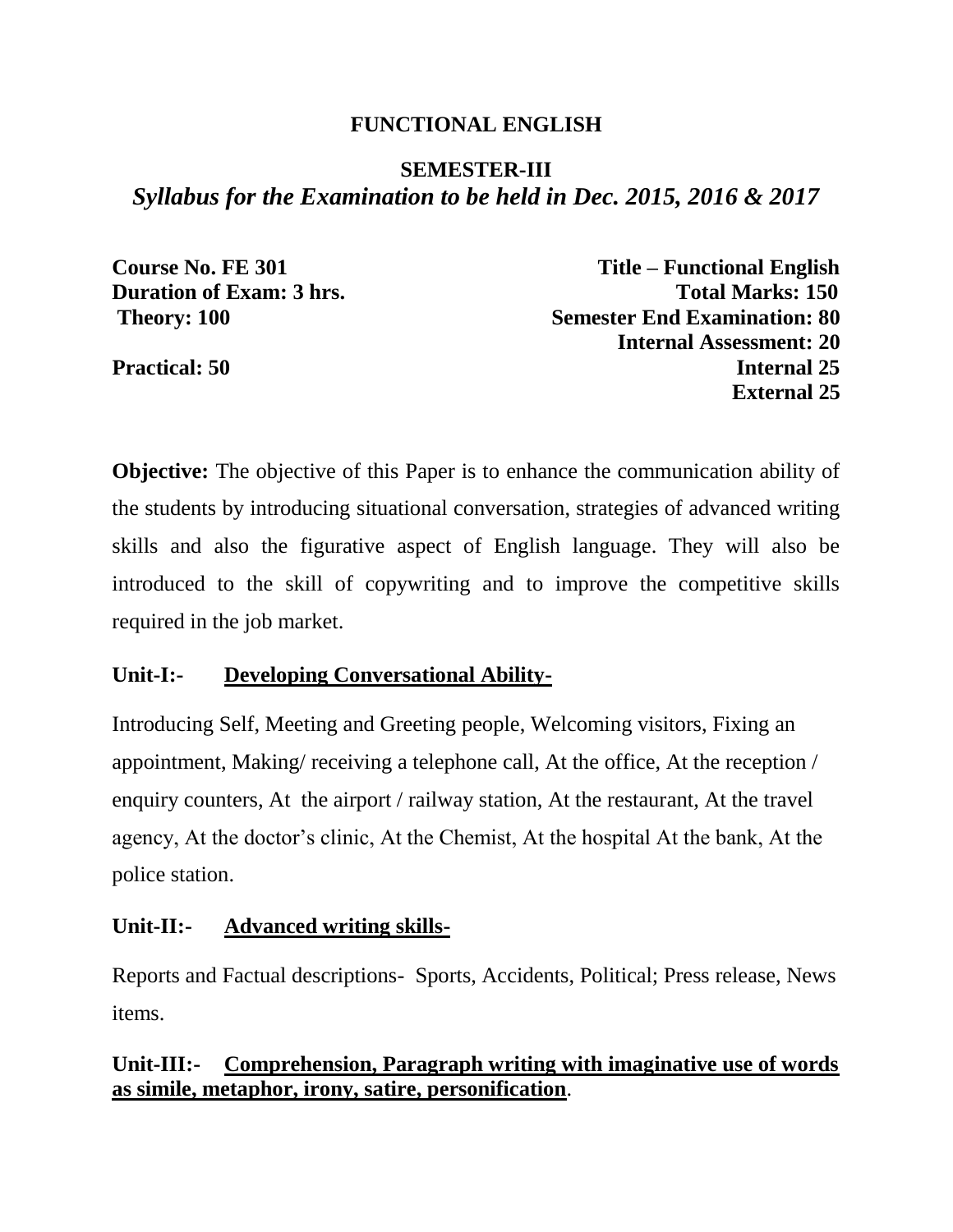**FUNCTIONAL ENGLISH**

**SEMESTER-III**

***Syllabus for the Examination to be held in Dec. 2015, 2016 & 2017***

| | |
|---|---|
| **Course No. FE 301** | **Title – Functional English** |
| **Duration of Exam: 3 hrs.** | **Total Marks: 150** |
| **Theory: 100** | **Semester End Examination: 80** |
| | **Internal Assessment: 20** |
| **Practical: 50** | **Internal 25** |
| | **External 25** |

**Objective:** The objective of this Paper is to enhance the communication ability of the students by introducing situational conversation, strategies of advanced writing skills and also the figurative aspect of English language. They will also be introduced to the skill of copywriting and to improve the competitive skills required in the job market.

**Unit-I:- <u>Developing Conversational Ability-</u>**

Introducing Self, Meeting and Greeting people, Welcoming visitors, Fixing an appointment, Making/ receiving a telephone call, At the office, At the reception / enquiry counters, At the airport / railway station, At the restaurant, At the travel agency, At the doctor's clinic, At the Chemist, At the hospital At the bank, At the police station.

**Unit-II:- <u>Advanced writing skills-</u>**

Reports and Factual descriptions- Sports, Accidents, Political; Press release, News items.

**Unit-III:- <u>Comprehension, Paragraph writing with imaginative use of words as simile, metaphor, irony, satire, personification</u>**.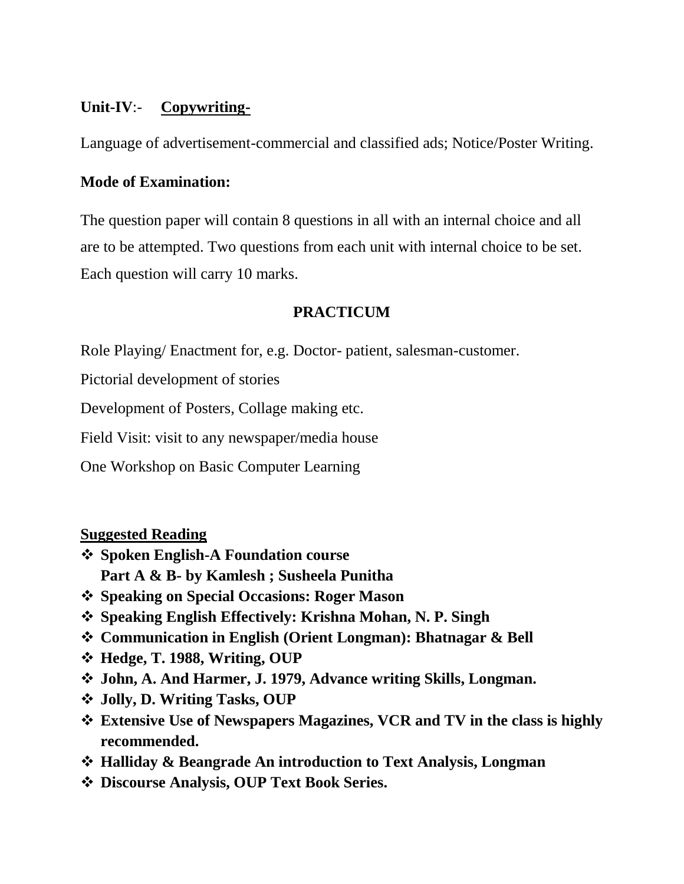**Unit-IV**:- **Copywriting-**

Language of advertisement-commercial and classified ads; Notice/Poster Writing.

**Mode of Examination:**

The question paper will contain 8 questions in all with an internal choice and all are to be attempted. Two questions from each unit with internal choice to be set. Each question will carry 10 marks.

**PRACTICUM**

Role Playing/ Enactment for, e.g. Doctor- patient, salesman-customer.

Pictorial development of stories

Development of Posters, Collage making etc.

Field Visit: visit to any newspaper/media house

One Workshop on Basic Computer Learning

**Suggested Reading**

- **Spoken English-A Foundation course Part A & B- by Kamlesh ; Susheela Punitha**
- **Speaking on Special Occasions: Roger Mason**
- **Speaking English Effectively: Krishna Mohan, N. P. Singh**
- **Communication in English (Orient Longman): Bhatnagar & Bell**
- **Hedge, T. 1988, Writing, OUP**
- **John, A. And Harmer, J. 1979, Advance writing Skills, Longman.**
- **Jolly, D. Writing Tasks, OUP**
- **Extensive Use of Newspapers Magazines, VCR and TV in the class is highly recommended.**
- **Halliday & Beangrade An introduction to Text Analysis, Longman**
- **Discourse Analysis, OUP Text Book Series.**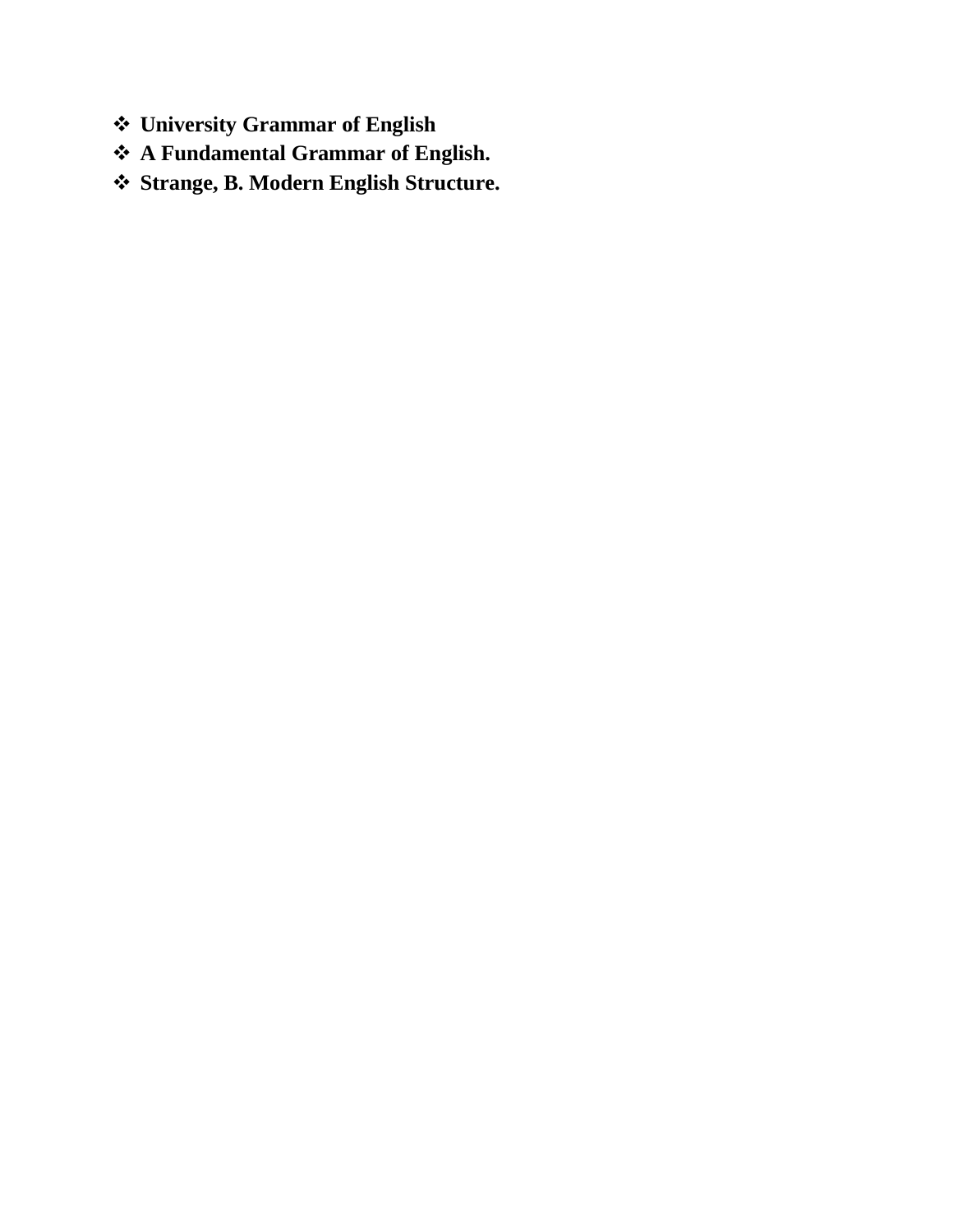- **University Grammar of English**
- **A Fundamental Grammar of English.**
- **Strange, B. Modern English Structure.**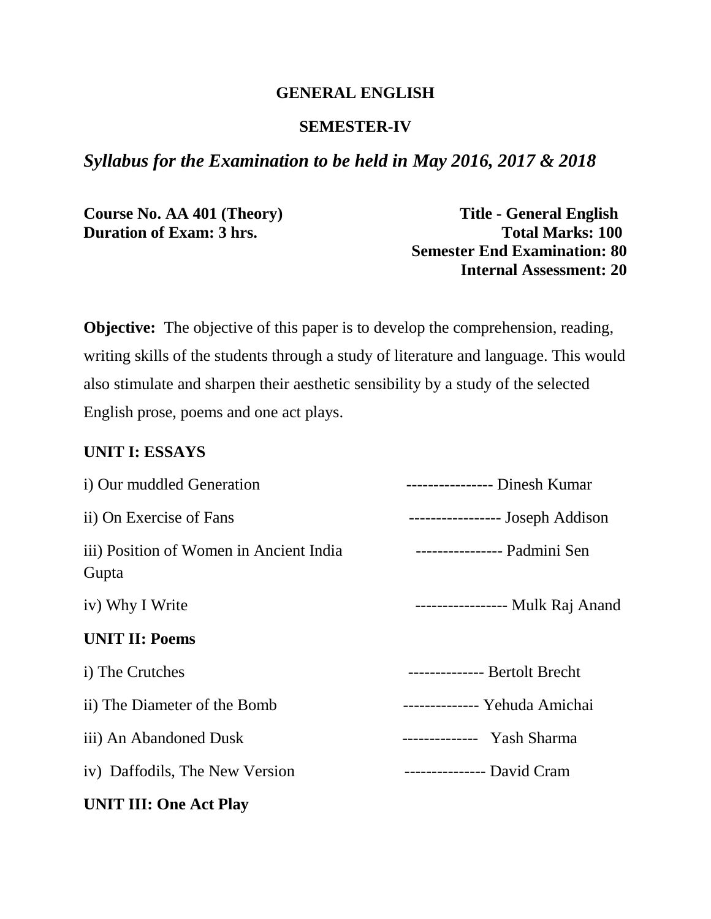**GENERAL ENGLISH**

**SEMESTER-IV**

***Syllabus for the Examination to be held in May 2016, 2017 & 2018***

**Course No. AA 401 (Theory)** **Title - General English**
**Duration of Exam: 3 hrs.** **Total Marks: 100**
**Semester End Examination: 80**
**Internal Assessment: 20**

**Objective:** The objective of this paper is to develop the comprehension, reading, writing skills of the students through a study of literature and language. This would also stimulate and sharpen their aesthetic sensibility by a study of the selected English prose, poems and one act plays.

**UNIT I: ESSAYS**

i) Our muddled Generation ---------------- Dinesh Kumar

ii) On Exercise of Fans ----------------- Joseph Addison

iii) Position of Women in Ancient India ---------------- Padmini Sen Gupta

iv) Why I Write ----------------- Mulk Raj Anand

**UNIT II: Poems**

i) The Crutches -------------- Bertolt Brecht

ii) The Diameter of the Bomb -------------- Yehuda Amichai

iii) An Abandoned Dusk -------------- Yash Sharma

iv) Daffodils, The New Version --------------- David Cram

**UNIT III: One Act Play**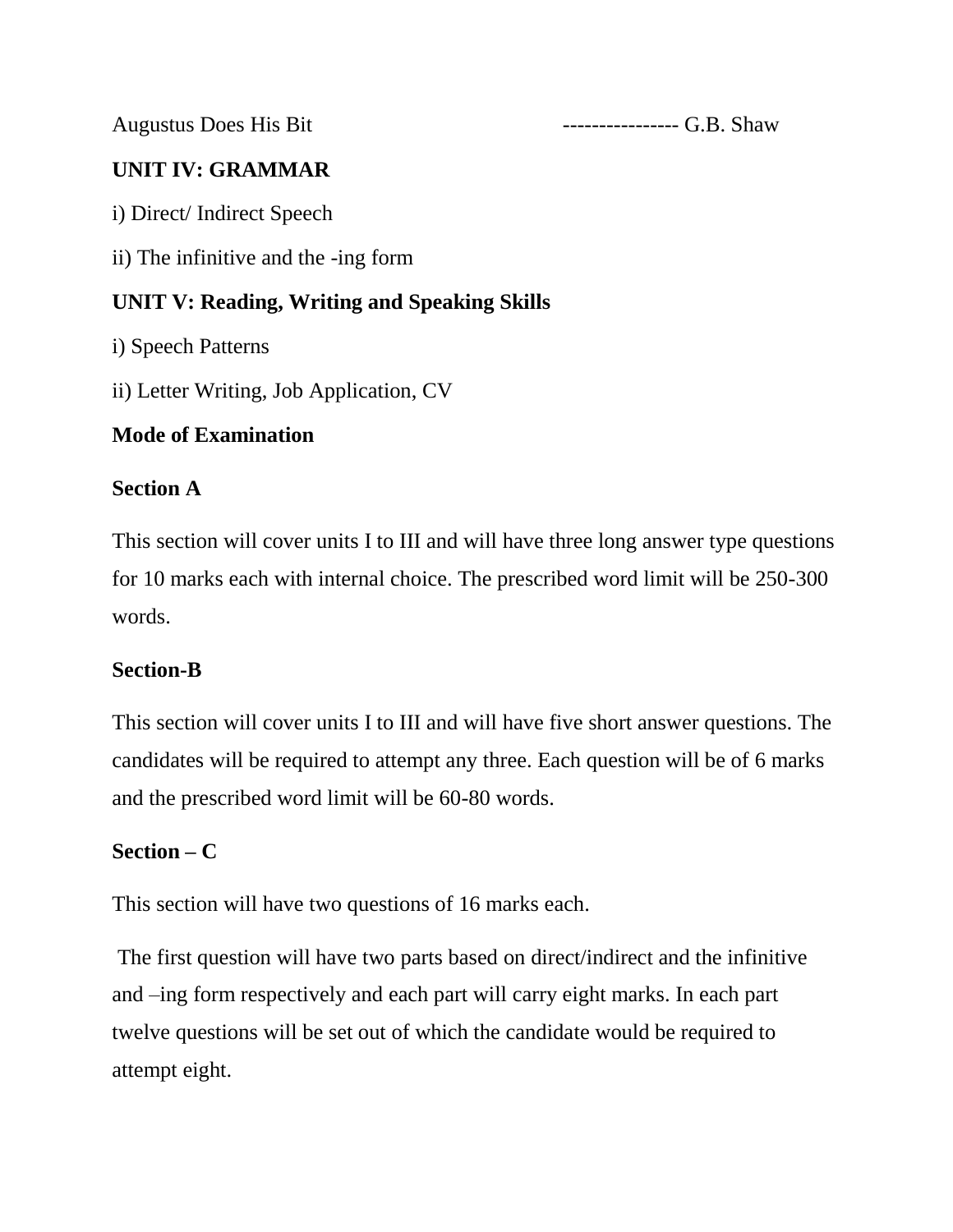Augustus Does His Bit ---------------- G.B. Shaw

**UNIT IV: GRAMMAR**

i) Direct/ Indirect Speech

ii) The infinitive and the -ing form

**UNIT V: Reading, Writing and Speaking Skills**

i) Speech Patterns

ii) Letter Writing, Job Application, CV

**Mode of Examination**

**Section A**

This section will cover units I to III and will have three long answer type questions for 10 marks each with internal choice. The prescribed word limit will be 250-300 words.

**Section-B**

This section will cover units I to III and will have five short answer questions. The candidates will be required to attempt any three. Each question will be of 6 marks and the prescribed word limit will be 60-80 words.

**Section – C**

This section will have two questions of 16 marks each.

The first question will have two parts based on direct/indirect and the infinitive and –ing form respectively and each part will carry eight marks. In each part twelve questions will be set out of which the candidate would be required to attempt eight.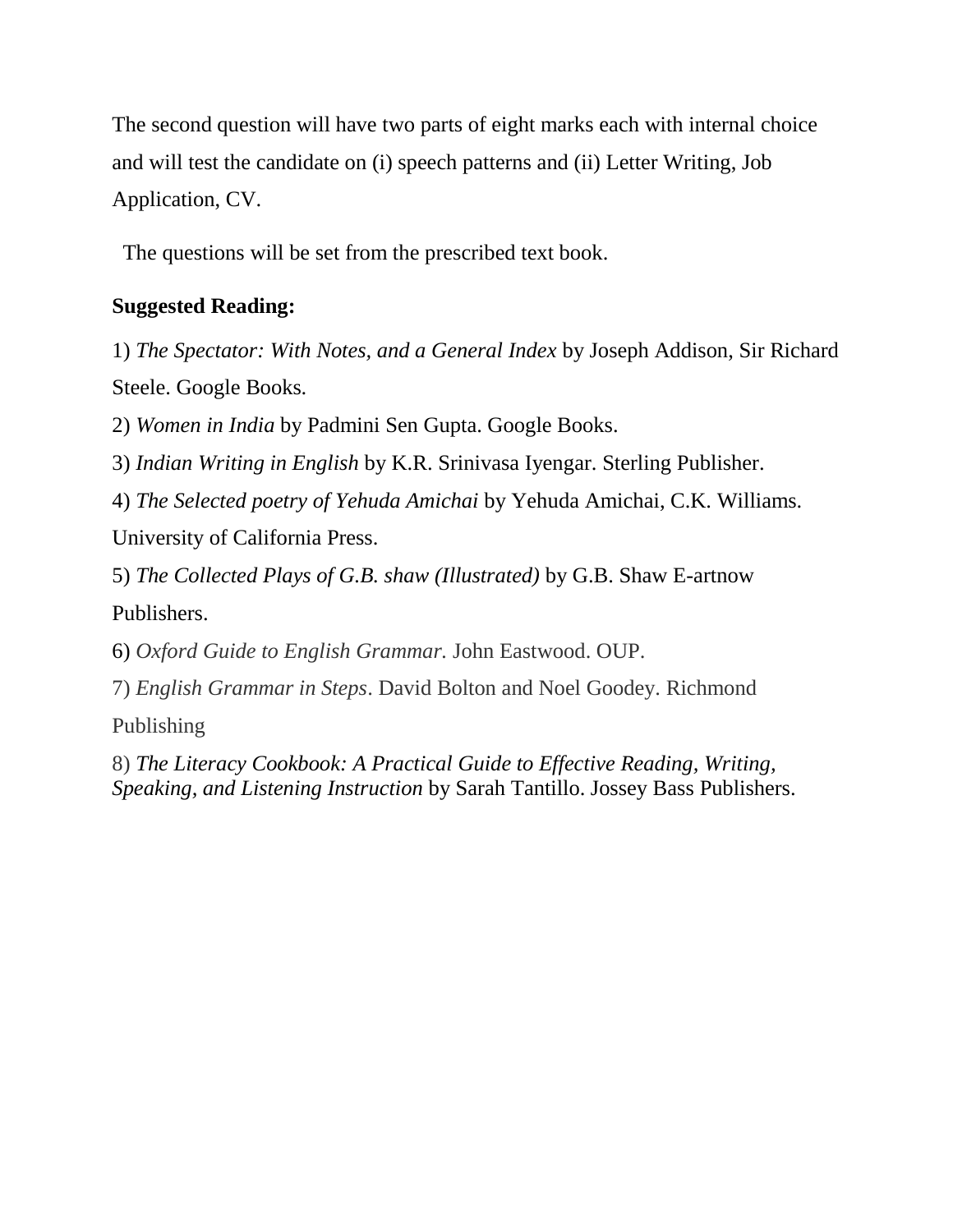The second question will have two parts of eight marks each with internal choice and will test the candidate on (i) speech patterns and (ii) Letter Writing, Job Application, CV.

The questions will be set from the prescribed text book.

**Suggested Reading:**

1) *The Spectator: With Notes, and a General Index* by Joseph Addison, Sir Richard Steele. Google Books.

2) *Women in India* by Padmini Sen Gupta. Google Books.

3) *Indian Writing in English* by K.R. Srinivasa Iyengar. Sterling Publisher.

4) *The Selected poetry of Yehuda Amichai* by Yehuda Amichai, C.K. Williams. University of California Press.

5) *The Collected Plays of G.B. shaw (Illustrated)* by G.B. Shaw E-artnow Publishers.

6) *Oxford Guide to English Grammar.* John Eastwood. OUP.

7) *English Grammar in Steps*. David Bolton and Noel Goodey. Richmond Publishing

8) *The Literacy Cookbook: A Practical Guide to Effective Reading, Writing, Speaking, and Listening Instruction* by Sarah Tantillo. Jossey Bass Publishers.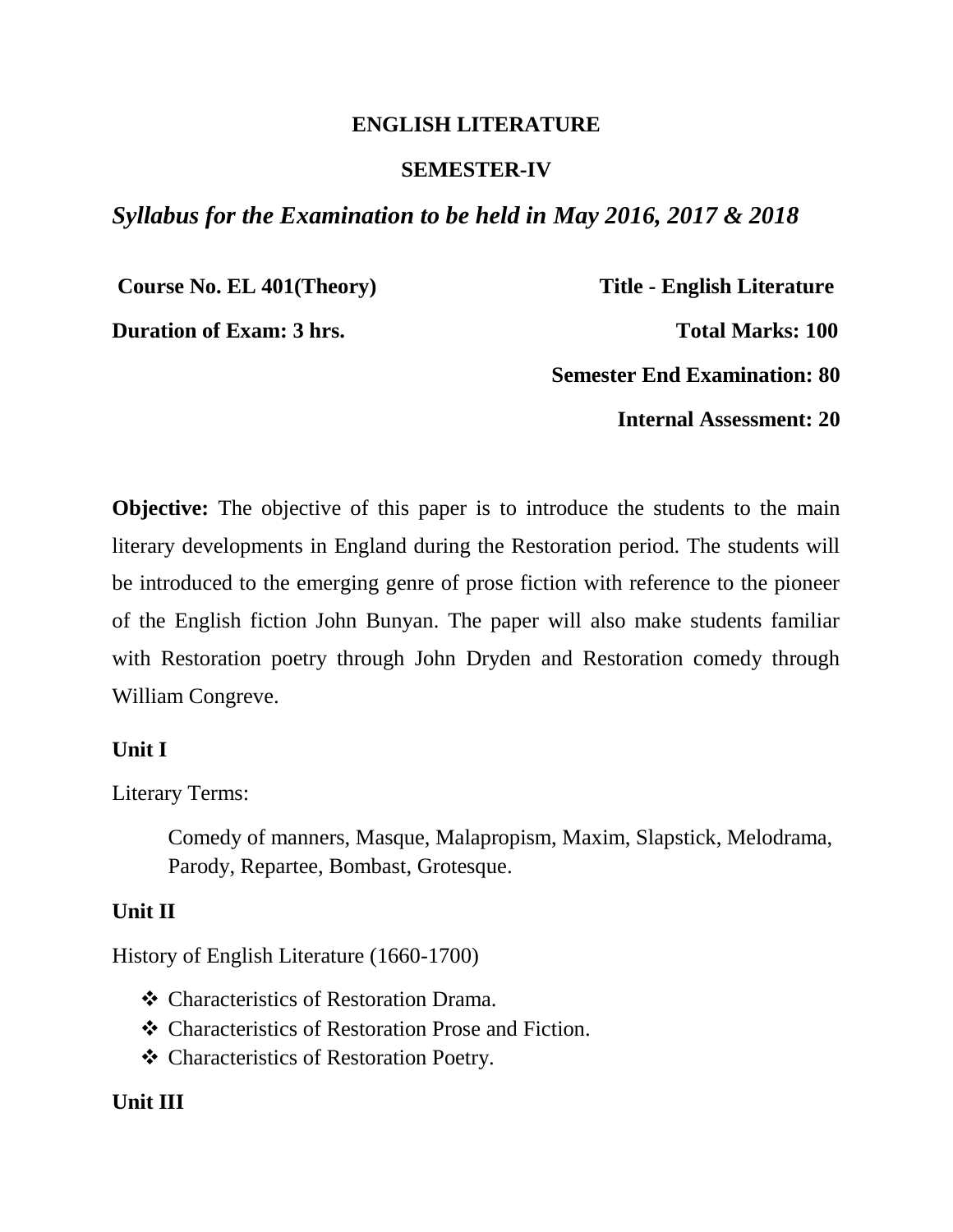**ENGLISH LITERATURE**

**SEMESTER-IV**

***Syllabus for the Examination to be held in May 2016, 2017 & 2018***

**Course No. EL 401(Theory)** **Title - English Literature**

**Duration of Exam: 3 hrs.** **Total Marks: 100**

**Semester End Examination: 80**

**Internal Assessment: 20**

**Objective:** The objective of this paper is to introduce the students to the main literary developments in England during the Restoration period. The students will be introduced to the emerging genre of prose fiction with reference to the pioneer of the English fiction John Bunyan. The paper will also make students familiar with Restoration poetry through John Dryden and Restoration comedy through William Congreve.

**Unit I**

Literary Terms:

Comedy of manners, Masque, Malapropism, Maxim, Slapstick, Melodrama, Parody, Repartee, Bombast, Grotesque.

**Unit II**

History of English Literature (1660-1700)

- Characteristics of Restoration Drama.
- Characteristics of Restoration Prose and Fiction.
- Characteristics of Restoration Poetry.

**Unit III**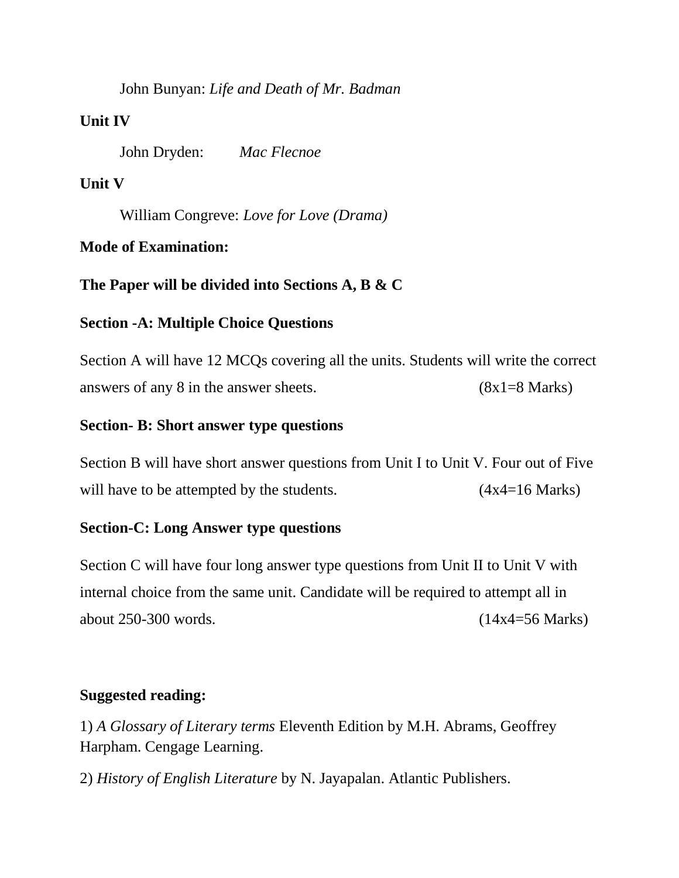John Bunyan: *Life and Death of Mr. Badman*

**Unit IV**

John Dryden: *Mac Flecnoe*

**Unit V**

William Congreve: *Love for Love (Drama)*

**Mode of Examination:**

**The Paper will be divided into Sections A, B & C**

**Section -A: Multiple Choice Questions**

Section A will have 12 MCQs covering all the units. Students will write the correct answers of any 8 in the answer sheets. (8x1=8 Marks)

**Section- B: Short answer type questions**

Section B will have short answer questions from Unit I to Unit V. Four out of Five will have to be attempted by the students. (4x4=16 Marks)

**Section-C: Long Answer type questions**

Section C will have four long answer type questions from Unit II to Unit V with internal choice from the same unit. Candidate will be required to attempt all in about 250-300 words. (14x4=56 Marks)

**Suggested reading:**

1) *A Glossary of Literary terms* Eleventh Edition by M.H. Abrams, Geoffrey Harpham. Cengage Learning.

2) *History of English Literature* by N. Jayapalan. Atlantic Publishers.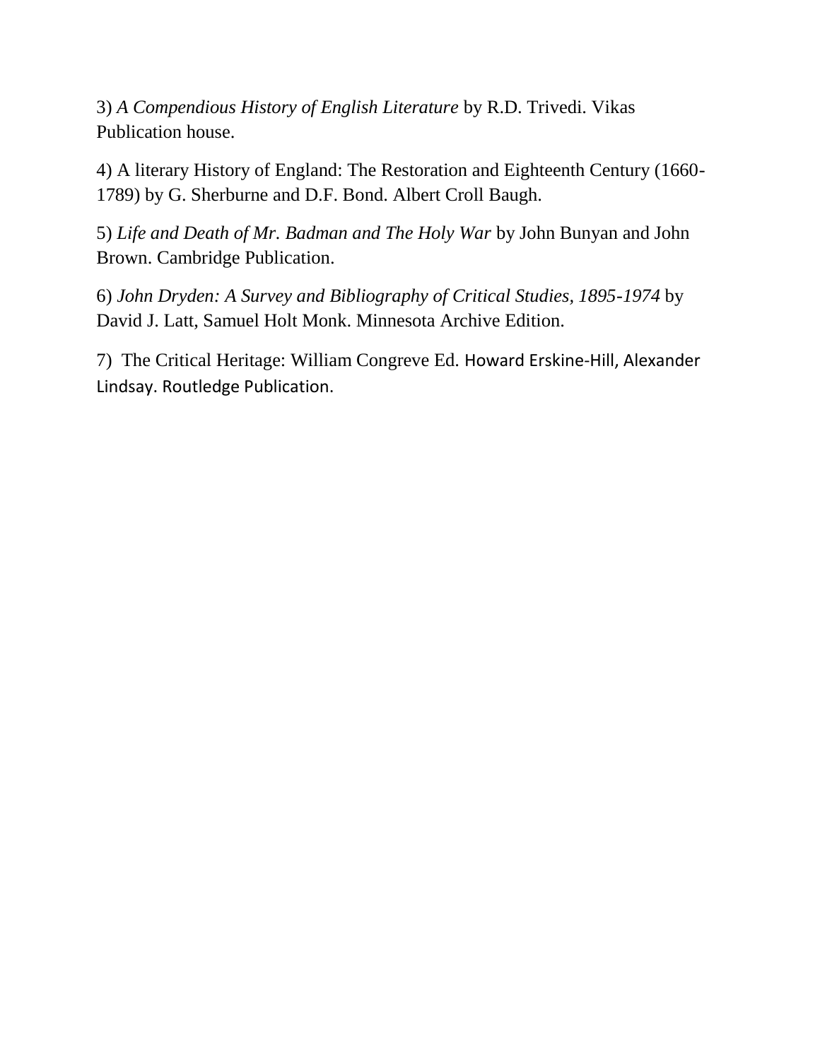3) *A Compendious History of English Literature* by R.D. Trivedi. Vikas Publication house.

4) A literary History of England: The Restoration and Eighteenth Century (1660-1789) by G. Sherburne and D.F. Bond. Albert Croll Baugh.

5) *Life and Death of Mr. Badman and The Holy War* by John Bunyan and John Brown. Cambridge Publication.

6) *John Dryden: A Survey and Bibliography of Critical Studies, 1895-1974* by David J. Latt, Samuel Holt Monk. Minnesota Archive Edition.

7) The Critical Heritage: William Congreve Ed. Howard Erskine-Hill, Alexander Lindsay. Routledge Publication.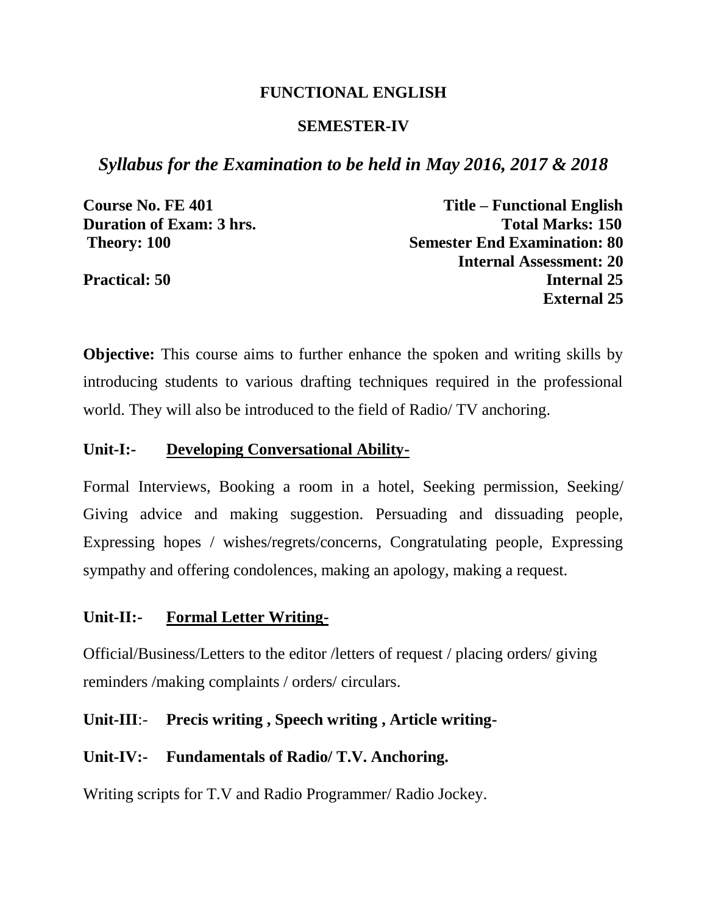**FUNCTIONAL ENGLISH**

**SEMESTER-IV**

***Syllabus for the Examination to be held in May 2016, 2017 & 2018***

| | |
|---|---|
| **Course No. FE 401** | **Title – Functional English** |
| **Duration of Exam: 3 hrs.** | **Total Marks: 150** |
| **Theory: 100** | **Semester End Examination: 80** |
| | **Internal Assessment: 20** |
| **Practical: 50** | **Internal 25** |
| | **External 25** |

**Objective:** This course aims to further enhance the spoken and writing skills by introducing students to various drafting techniques required in the professional world. They will also be introduced to the field of Radio/ TV anchoring.

**Unit-I:-** **Developing Conversational Ability-**

Formal Interviews, Booking a room in a hotel, Seeking permission, Seeking/ Giving advice and making suggestion. Persuading and dissuading people, Expressing hopes / wishes/regrets/concerns, Congratulating people, Expressing sympathy and offering condolences, making an apology, making a request.

**Unit-II:-** **Formal Letter Writing-**

Official/Business/Letters to the editor /letters of request / placing orders/ giving reminders /making complaints / orders/ circulars.

**Unit-III:-** **Precis writing , Speech writing , Article writing-**

**Unit-IV:-** **Fundamentals of Radio/ T.V. Anchoring.**

Writing scripts for T.V and Radio Programmer/ Radio Jockey.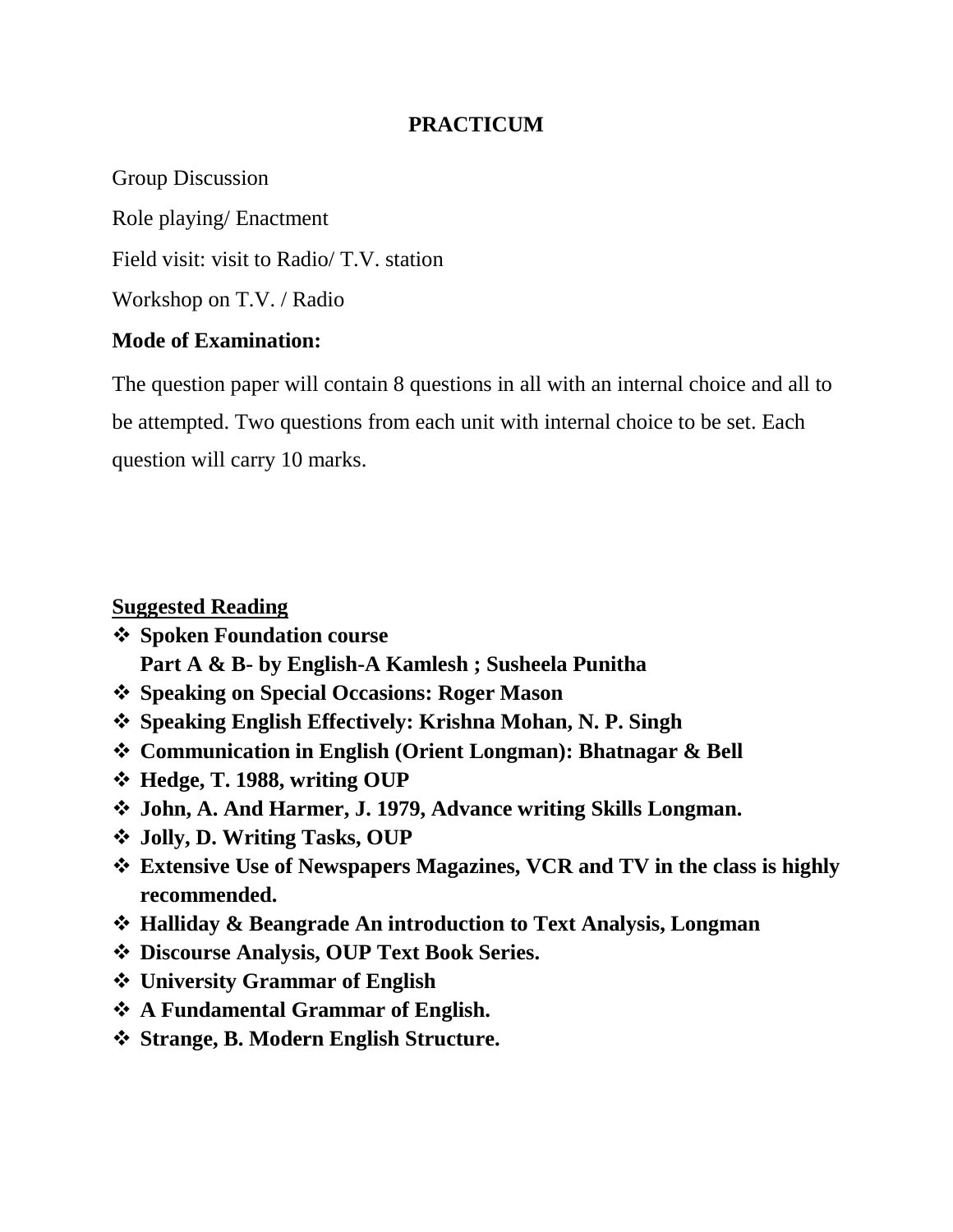## PRACTICUM

Group Discussion

Role playing/ Enactment

Field visit: visit to Radio/ T.V. station

Workshop on T.V. / Radio

**Mode of Examination:**

The question paper will contain 8 questions in all with an internal choice and all to be attempted. Two questions from each unit with internal choice to be set. Each question will carry 10 marks.

**<u>Suggested Reading</u>**

- **Spoken Foundation course**
  **Part A & B- by English-A Kamlesh ; Susheela Punitha**
- **Speaking on Special Occasions: Roger Mason**
- **Speaking English Effectively: Krishna Mohan, N. P. Singh**
- **Communication in English (Orient Longman): Bhatnagar & Bell**
- **Hedge, T. 1988, writing OUP**
- **John, A. And Harmer, J. 1979, Advance writing Skills Longman.**
- **Jolly, D. Writing Tasks, OUP**
- **Extensive Use of Newspapers Magazines, VCR and TV in the class is highly recommended.**
- **Halliday & Beangrade An introduction to Text Analysis, Longman**
- **Discourse Analysis, OUP Text Book Series.**
- **University Grammar of English**
- **A Fundamental Grammar of English.**
- **Strange, B. Modern English Structure.**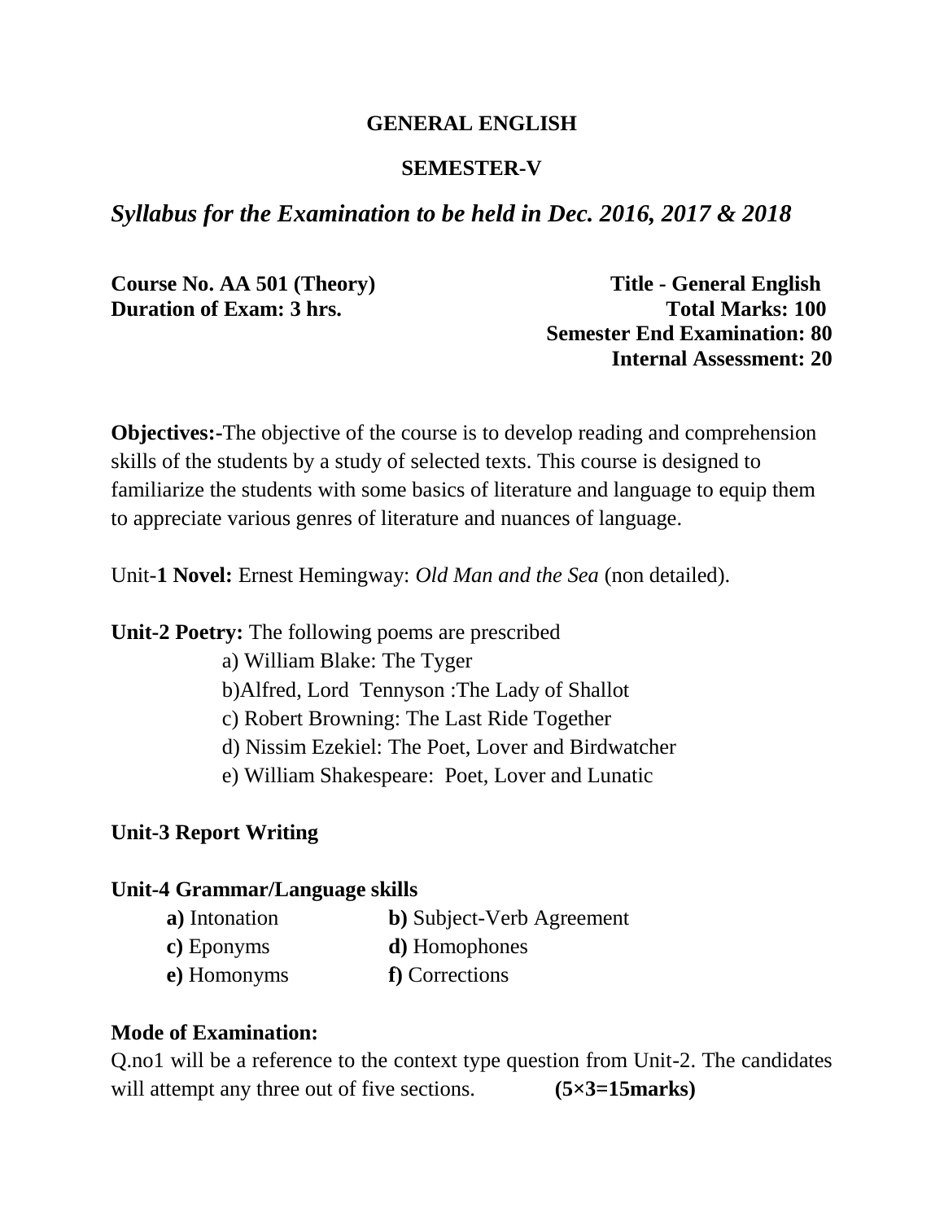# GENERAL ENGLISH

## SEMESTER-V

***Syllabus for the Examination to be held in Dec. 2016, 2017 & 2018***

**Course No. AA 501 (Theory)** **Title - General English**
**Duration of Exam: 3 hrs.** **Total Marks: 100**
**Semester End Examination: 80**
**Internal Assessment: 20**

**Objectives:-**The objective of the course is to develop reading and comprehension skills of the students by a study of selected texts. This course is designed to familiarize the students with some basics of literature and language to equip them to appreciate various genres of literature and nuances of language.

Unit-**1 Novel:** Ernest Hemingway: *Old Man and the Sea* (non detailed).

**Unit-2 Poetry:** The following poems are prescribed

a) William Blake: The Tyger
b)Alfred, Lord Tennyson :The Lady of Shallot
c) Robert Browning: The Last Ride Together
d) Nissim Ezekiel: The Poet, Lover and Birdwatcher
e) William Shakespeare: Poet, Lover and Lunatic

**Unit-3 Report Writing**

**Unit-4 Grammar/Language skills**

**a)** Intonation **b)** Subject-Verb Agreement
**c)** Eponyms **d)** Homophones
**e)** Homonyms **f)** Corrections

**Mode of Examination:**

Q.no1 will be a reference to the context type question from Unit-2. The candidates will attempt any three out of five sections. **(5×3=15marks)**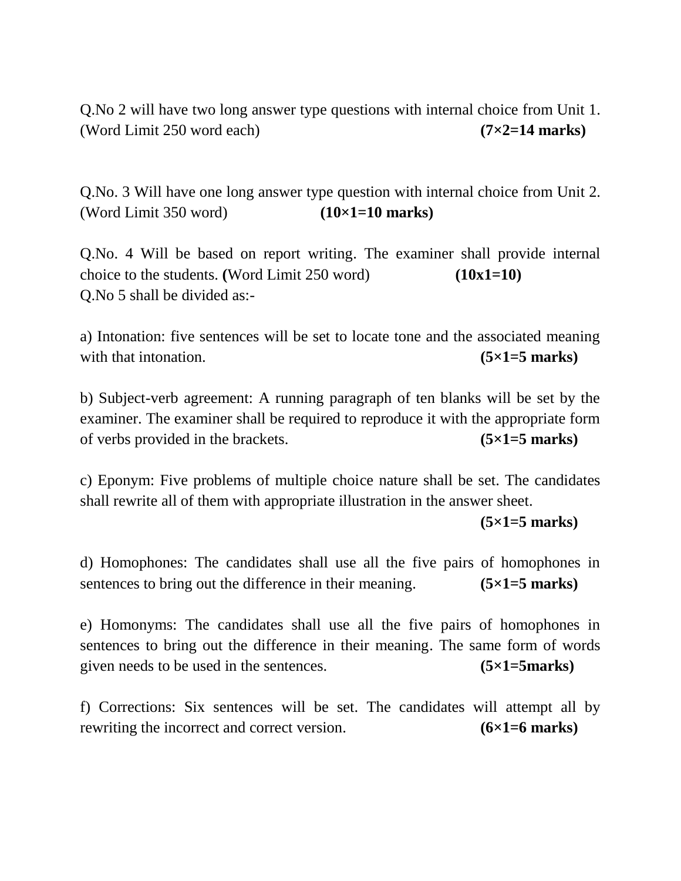Q.No 2 will have two long answer type questions with internal choice from Unit 1. (Word Limit 250 word each) **(7×2=14 marks)**

Q.No. 3 Will have one long answer type question with internal choice from Unit 2. (Word Limit 350 word) **(10×1=10 marks)**

Q.No. 4 Will be based on report writing. The examiner shall provide internal choice to the students. **(**Word Limit 250 word) **(10x1=10)**

Q.No 5 shall be divided as:-

a) Intonation: five sentences will be set to locate tone and the associated meaning with that intonation. **(5×1=5 marks)**

b) Subject-verb agreement: A running paragraph of ten blanks will be set by the examiner. The examiner shall be required to reproduce it with the appropriate form of verbs provided in the brackets. **(5×1=5 marks)**

c) Eponym: Five problems of multiple choice nature shall be set. The candidates shall rewrite all of them with appropriate illustration in the answer sheet. **(5×1=5 marks)**

d) Homophones: The candidates shall use all the five pairs of homophones in sentences to bring out the difference in their meaning. **(5×1=5 marks)**

e) Homonyms: The candidates shall use all the five pairs of homophones in sentences to bring out the difference in their meaning. The same form of words given needs to be used in the sentences. **(5×1=5marks)**

f) Corrections: Six sentences will be set. The candidates will attempt all by rewriting the incorrect and correct version. **(6×1=6 marks)**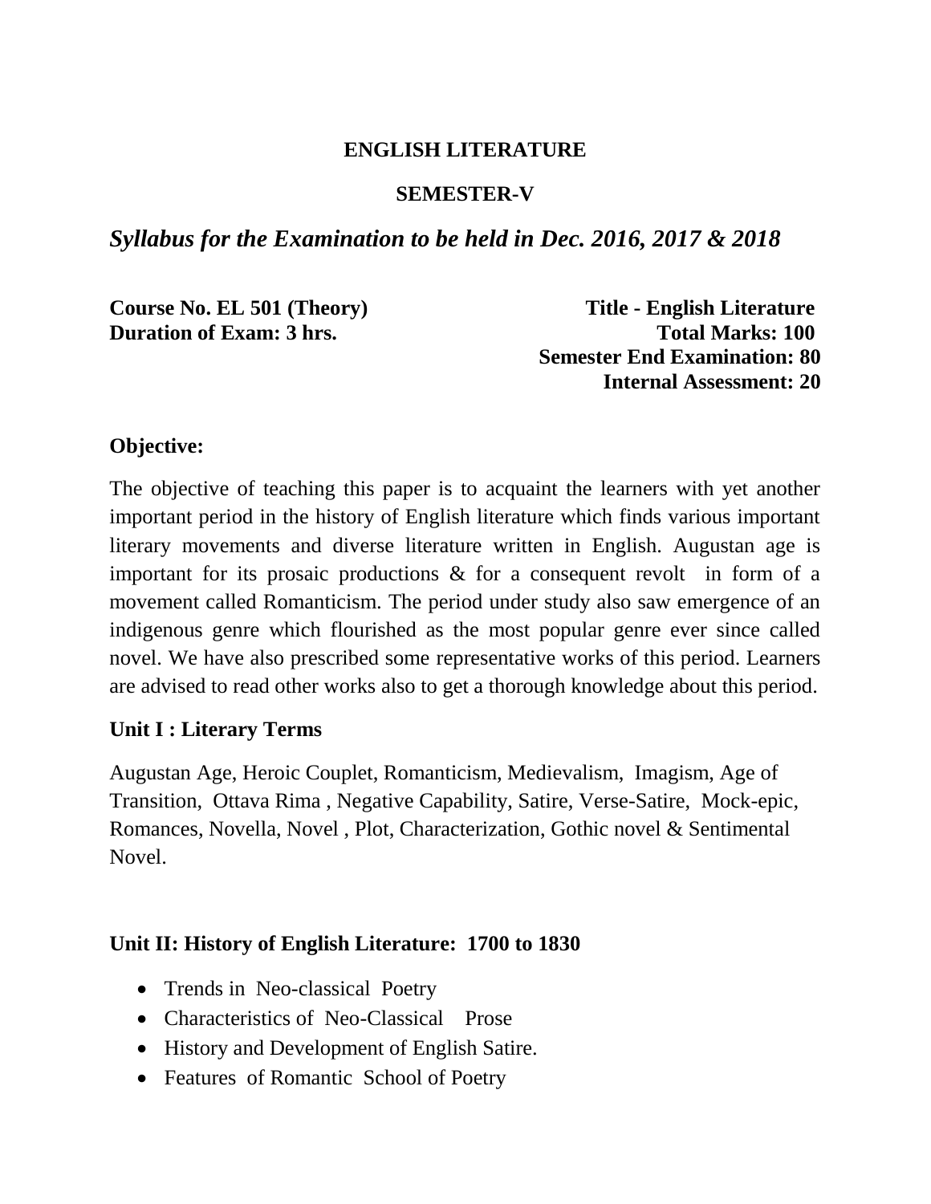**ENGLISH LITERATURE**

**SEMESTER-V**

***Syllabus for the Examination to be held in Dec. 2016, 2017 & 2018***

**Course No. EL 501 (Theory)** **Title - English Literature**
**Duration of Exam: 3 hrs.** **Total Marks: 100**
**Semester End Examination: 80**
**Internal Assessment: 20**

**Objective:**

The objective of teaching this paper is to acquaint the learners with yet another important period in the history of English literature which finds various important literary movements and diverse literature written in English. Augustan age is important for its prosaic productions & for a consequent revolt in form of a movement called Romanticism. The period under study also saw emergence of an indigenous genre which flourished as the most popular genre ever since called novel. We have also prescribed some representative works of this period. Learners are advised to read other works also to get a thorough knowledge about this period.

**Unit I : Literary Terms**

Augustan Age, Heroic Couplet, Romanticism, Medievalism, Imagism, Age of Transition, Ottava Rima , Negative Capability, Satire, Verse-Satire, Mock-epic, Romances, Novella, Novel , Plot, Characterization, Gothic novel & Sentimental Novel.

**Unit II: History of English Literature: 1700 to 1830**

- Trends in Neo-classical Poetry
- Characteristics of Neo-Classical Prose
- History and Development of English Satire.
- Features of Romantic School of Poetry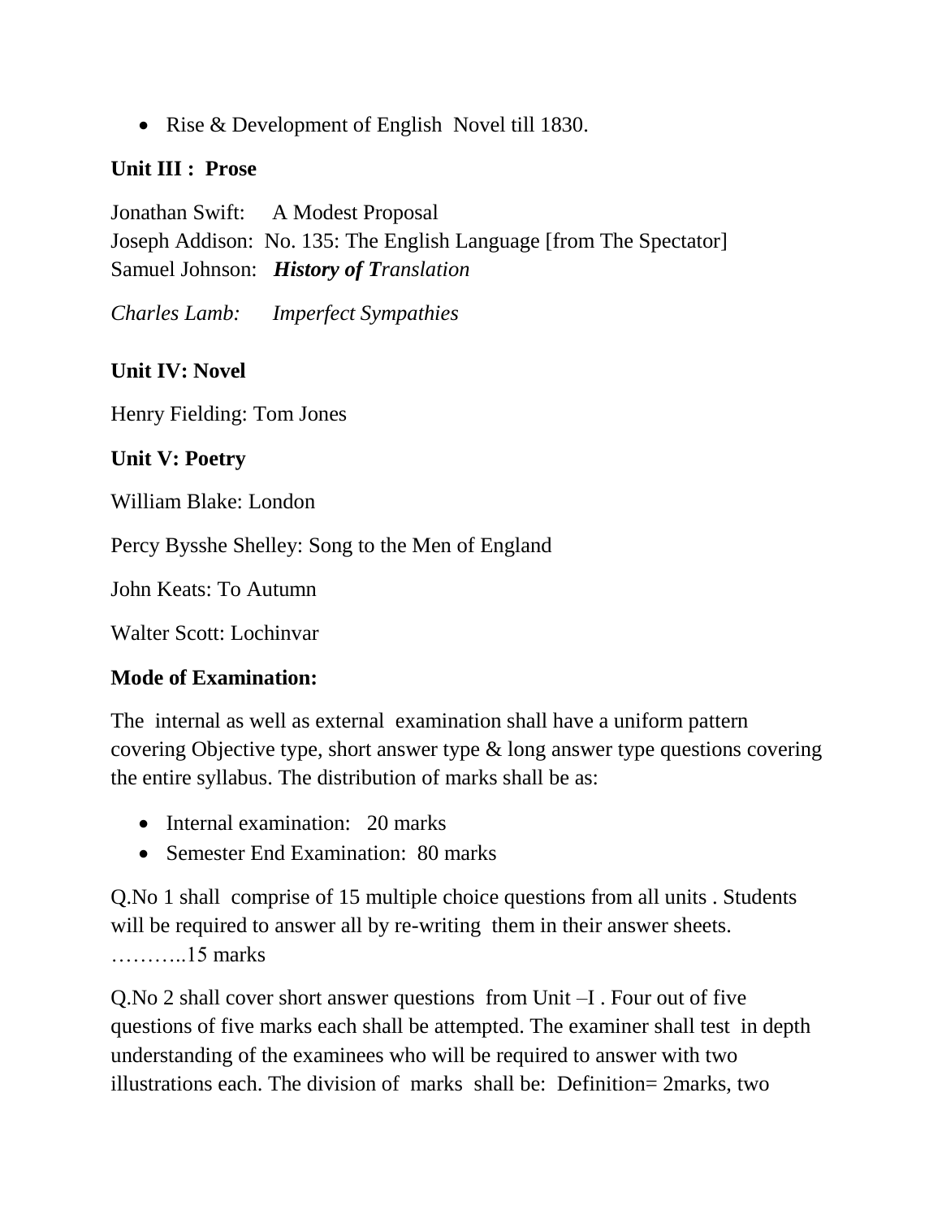- Rise & Development of English Novel till 1830.

**Unit III : Prose**

Jonathan Swift: A Modest Proposal
Joseph Addison: No. 135: The English Language [from The Spectator]
Samuel Johnson: ***History of T****ranslation*

*Charles Lamb: Imperfect Sympathies*

**Unit IV: Novel**

Henry Fielding: Tom Jones

**Unit V: Poetry**

William Blake: London

Percy Bysshe Shelley: Song to the Men of England

John Keats: To Autumn

Walter Scott: Lochinvar

**Mode of Examination:**

The internal as well as external examination shall have a uniform pattern covering Objective type, short answer type & long answer type questions covering the entire syllabus. The distribution of marks shall be as:

- Internal examination: 20 marks
- Semester End Examination: 80 marks

Q.No 1 shall comprise of 15 multiple choice questions from all units . Students will be required to answer all by re-writing them in their answer sheets. ………..15 marks

Q.No 2 shall cover short answer questions from Unit –I . Four out of five questions of five marks each shall be attempted. The examiner shall test in depth understanding of the examinees who will be required to answer with two illustrations each. The division of marks shall be: Definition= 2marks, two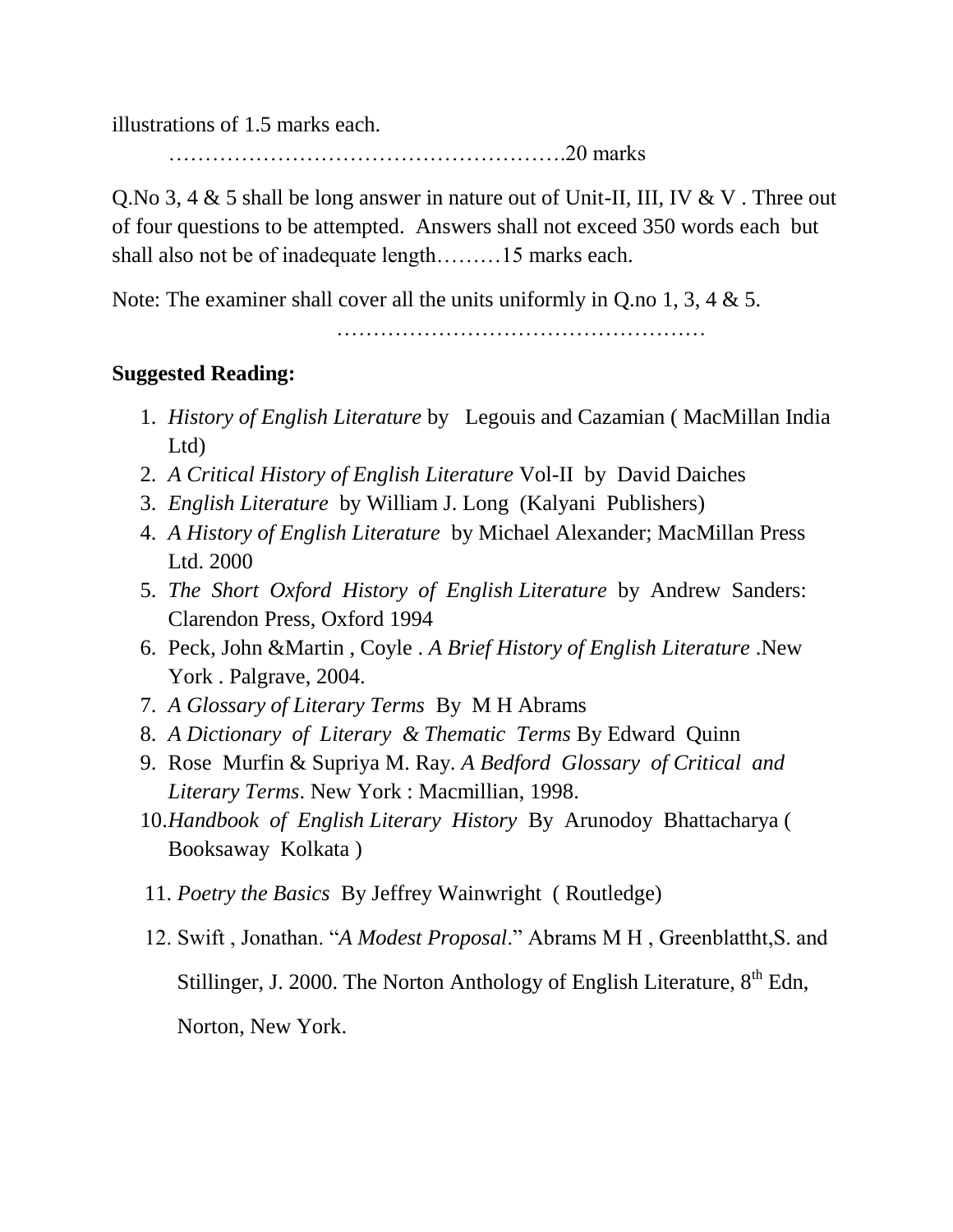illustrations of 1.5 marks each.

……………………………………………….20 marks

Q.No 3, 4 & 5 shall be long answer in nature out of Unit-II, III, IV & V . Three out of four questions to be attempted. Answers shall not exceed 350 words each but shall also not be of inadequate length………15 marks each.

Note: The examiner shall cover all the units uniformly in Q.no 1, 3, 4 & 5.

……………………………………………

**Suggested Reading:**

1. *History of English Literature* by Legouis and Cazamian ( MacMillan India Ltd)
2. *A Critical History of English Literature* Vol-II by David Daiches
3. *English Literature* by William J. Long (Kalyani Publishers)
4. *A History of English Literature* by Michael Alexander; MacMillan Press Ltd. 2000
5. *The Short Oxford History of English Literature* by Andrew Sanders: Clarendon Press, Oxford 1994
6. Peck, John &Martin , Coyle . *A Brief History of English Literature* .New York . Palgrave, 2004.
7. *A Glossary of Literary Terms* By M H Abrams
8. *A Dictionary of Literary & Thematic Terms* By Edward Quinn
9. Rose Murfin & Supriya M. Ray. *A Bedford Glossary of Critical and Literary Terms*. New York : Macmillian, 1998.
10. *Handbook of English Literary History* By Arunodoy Bhattacharya ( Booksaway Kolkata )
11. *Poetry the Basics* By Jeffrey Wainwright ( Routledge)
12. Swift , Jonathan. "*A Modest Proposal*." Abrams M H , Greenblattht,S. and Stillinger, J. 2000. The Norton Anthology of English Literature, 8th Edn, Norton, New York.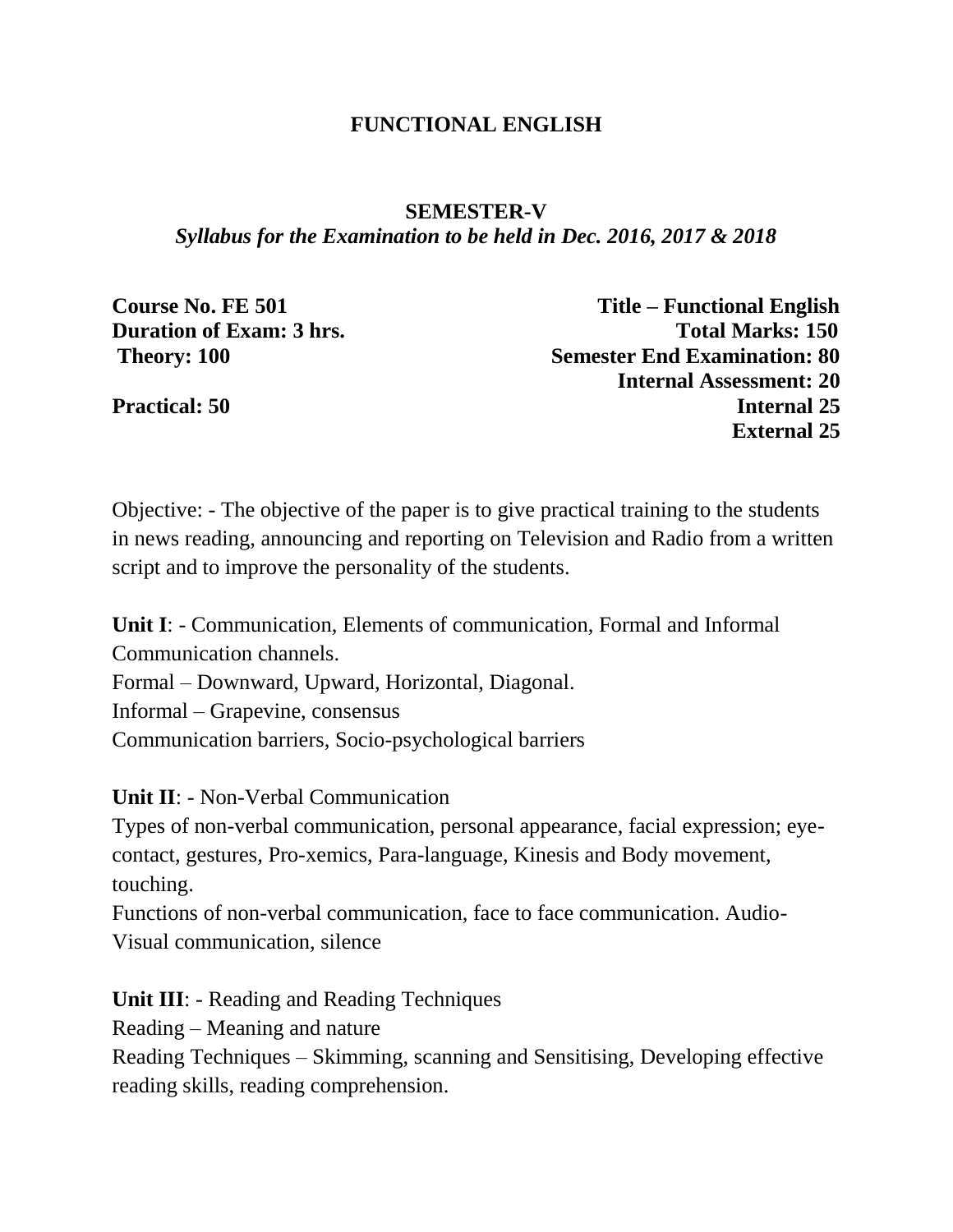# FUNCTIONAL ENGLISH

## SEMESTER-V

*Syllabus for the Examination to be held in Dec. 2016, 2017 & 2018*

**Course No. FE 501** — **Title – Functional English**

**Duration of Exam: 3 hrs.** — **Total Marks: 150**

**Theory: 100** — **Semester End Examination: 80**

**Internal Assessment: 20**

**Practical: 50** — **Internal 25**

**External 25**

Objective: - The objective of the paper is to give practical training to the students in news reading, announcing and reporting on Television and Radio from a written script and to improve the personality of the students.

**Unit I**: - Communication, Elements of communication, Formal and Informal Communication channels.
Formal – Downward, Upward, Horizontal, Diagonal.
Informal – Grapevine, consensus
Communication barriers, Socio-psychological barriers

**Unit II**: - Non-Verbal Communication
Types of non-verbal communication, personal appearance, facial expression; eye-contact, gestures, Pro-xemics, Para-language, Kinesis and Body movement, touching.
Functions of non-verbal communication, face to face communication. Audio-Visual communication, silence

**Unit III**: - Reading and Reading Techniques
Reading – Meaning and nature
Reading Techniques – Skimming, scanning and Sensitising, Developing effective reading skills, reading comprehension.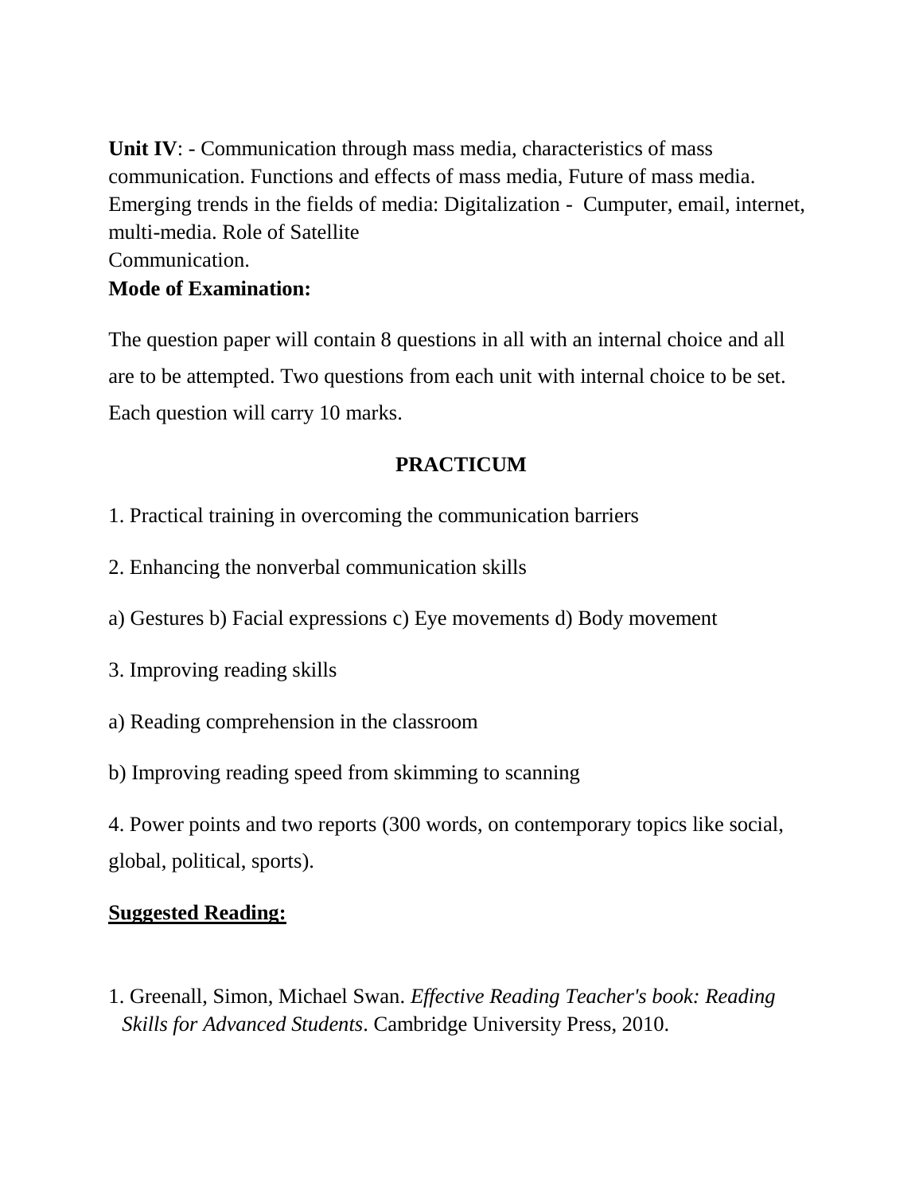**Unit IV**: - Communication through mass media, characteristics of mass communication. Functions and effects of mass media, Future of mass media. Emerging trends in the fields of media: Digitalization - Cumputer, email, internet, multi-media. Role of Satellite Communication.

**Mode of Examination:**

The question paper will contain 8 questions in all with an internal choice and all are to be attempted. Two questions from each unit with internal choice to be set. Each question will carry 10 marks.

**PRACTICUM**

1. Practical training in overcoming the communication barriers

2. Enhancing the nonverbal communication skills

a) Gestures b) Facial expressions c) Eye movements d) Body movement

3. Improving reading skills

a) Reading comprehension in the classroom

b) Improving reading speed from skimming to scanning

4. Power points and two reports (300 words, on contemporary topics like social, global, political, sports).

<u>**Suggested Reading:**</u>

1. Greenall, Simon, Michael Swan. *Effective Reading Teacher's book: Reading Skills for Advanced Students*. Cambridge University Press, 2010.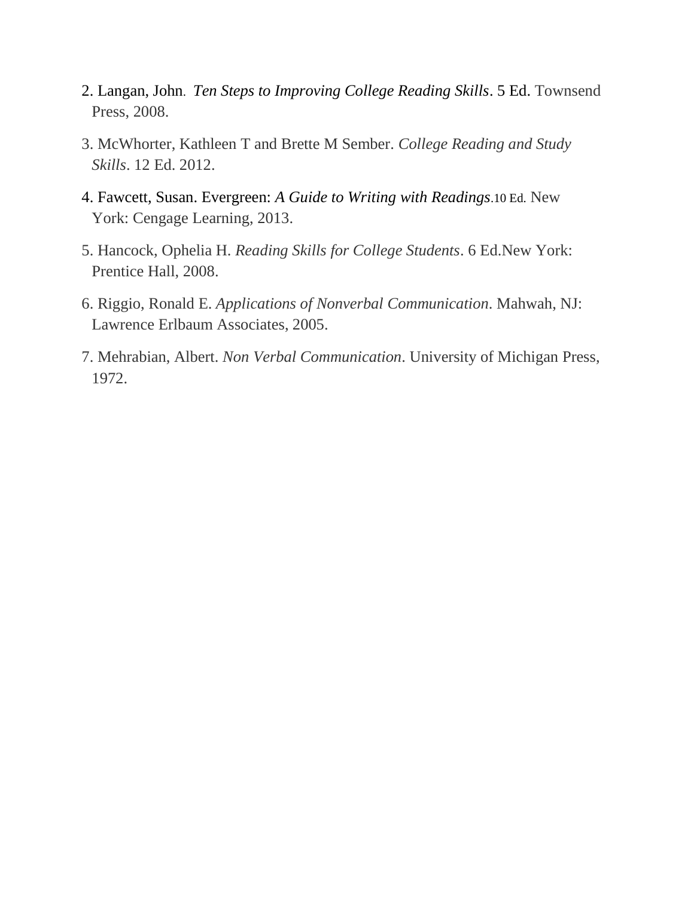2. Langan, John. *Ten Steps to Improving College Reading Skills*. 5 Ed. Townsend Press, 2008.

3. McWhorter, Kathleen T and Brette M Sember. *College Reading and Study Skills*. 12 Ed. 2012.

4. Fawcett, Susan. Evergreen: *A Guide to Writing with Readings*.10 Ed. New York: Cengage Learning, 2013.

5. Hancock, Ophelia H. *Reading Skills for College Students*. 6 Ed.New York: Prentice Hall, 2008.

6. Riggio, Ronald E. *Applications of Nonverbal Communication*. Mahwah, NJ: Lawrence Erlbaum Associates, 2005.

7. Mehrabian, Albert. *Non Verbal Communication*. University of Michigan Press, 1972.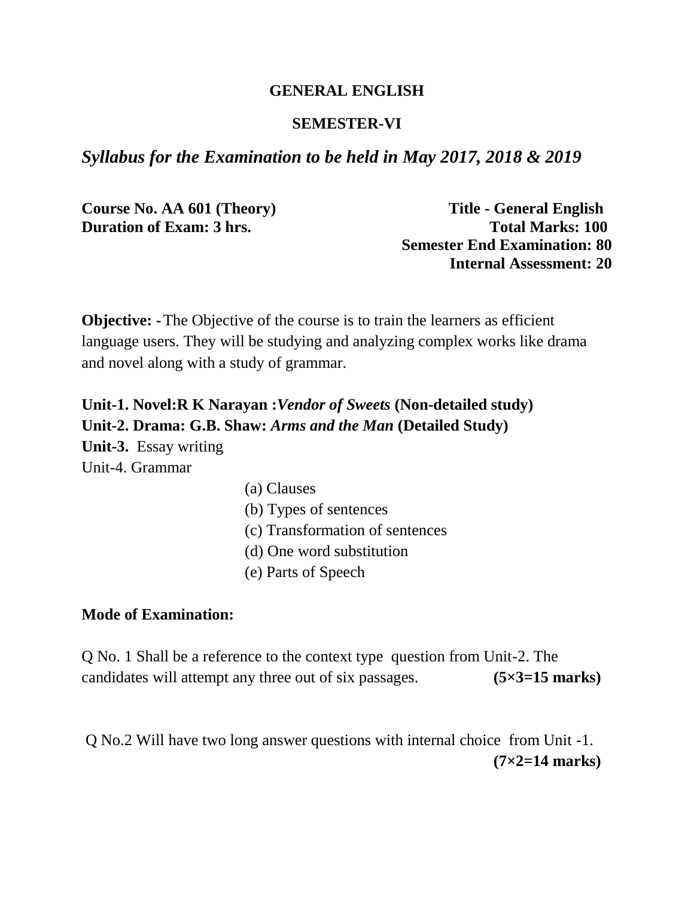**GENERAL ENGLISH**

**SEMESTER-VI**

***Syllabus for the Examination to be held in May 2017, 2018 & 2019***

**Course No. AA 601 (Theory)** **Title - General English**
**Duration of Exam: 3 hrs.** **Total Marks: 100**
**Semester End Examination: 80**
**Internal Assessment: 20**

**Objective: -** The Objective of the course is to train the learners as efficient language users. They will be studying and analyzing complex works like drama and novel along with a study of grammar.

**Unit-1. Novel:R K Narayan :*Vendor of Sweets* (Non-detailed study)**
**Unit-2. Drama: G.B. Shaw: *Arms and the Man* (Detailed Study)**
**Unit-3.** Essay writing
Unit-4. Grammar

(a) Clauses
(b) Types of sentences
(c) Transformation of sentences
(d) One word substitution
(e) Parts of Speech

**Mode of Examination:**

Q No. 1 Shall be a reference to the context type question from Unit-2. The candidates will attempt any three out of six passages. **(5×3=15 marks)**

Q No.2 Will have two long answer questions with internal choice from Unit -1. **(7×2=14 marks)**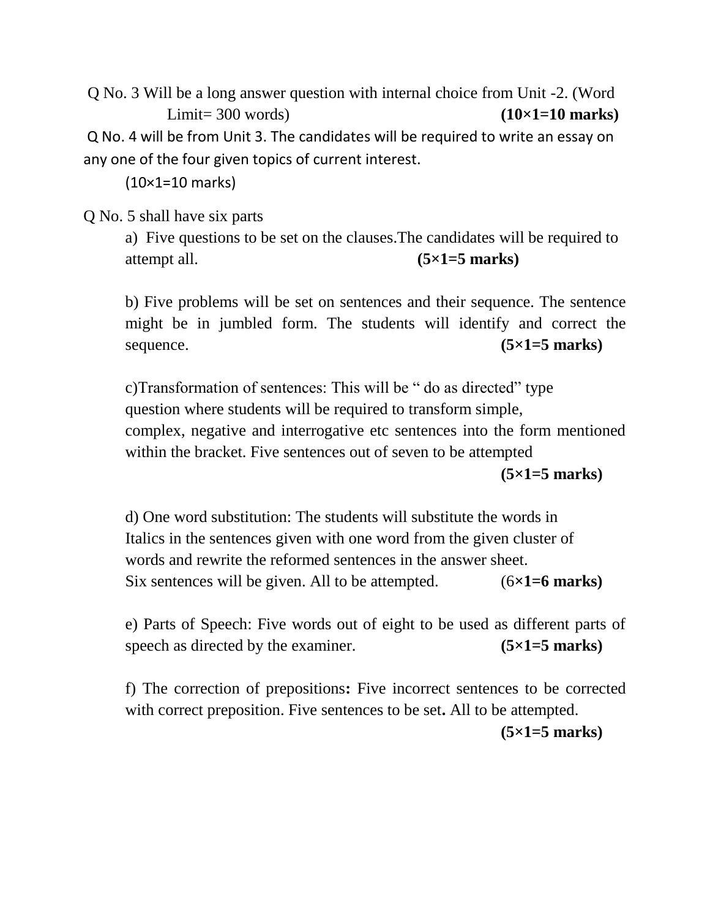Q No. 3 Will be a long answer question with internal choice from Unit -2. (Word Limit= 300 words) **(10×1=10 marks)**

Q No. 4 will be from Unit 3. The candidates will be required to write an essay on any one of the four given topics of current interest.

(10×1=10 marks)

Q No. 5 shall have six parts

a) Five questions to be set on the clauses.The candidates will be required to attempt all. **(5×1=5 marks)**

b) Five problems will be set on sentences and their sequence. The sentence might be in jumbled form. The students will identify and correct the sequence. **(5×1=5 marks)**

c)Transformation of sentences: This will be " do as directed" type question where students will be required to transform simple, complex, negative and interrogative etc sentences into the form mentioned within the bracket. Five sentences out of seven to be attempted

**(5×1=5 marks)**

d) One word substitution: The students will substitute the words in Italics in the sentences given with one word from the given cluster of words and rewrite the reformed sentences in the answer sheet. Six sentences will be given. All to be attempted. (6**×1=6 marks)**

e) Parts of Speech: Five words out of eight to be used as different parts of speech as directed by the examiner. **(5×1=5 marks)**

f) The correction of prepositions**:** Five incorrect sentences to be corrected with correct preposition. Five sentences to be set**.** All to be attempted.

**(5×1=5 marks)**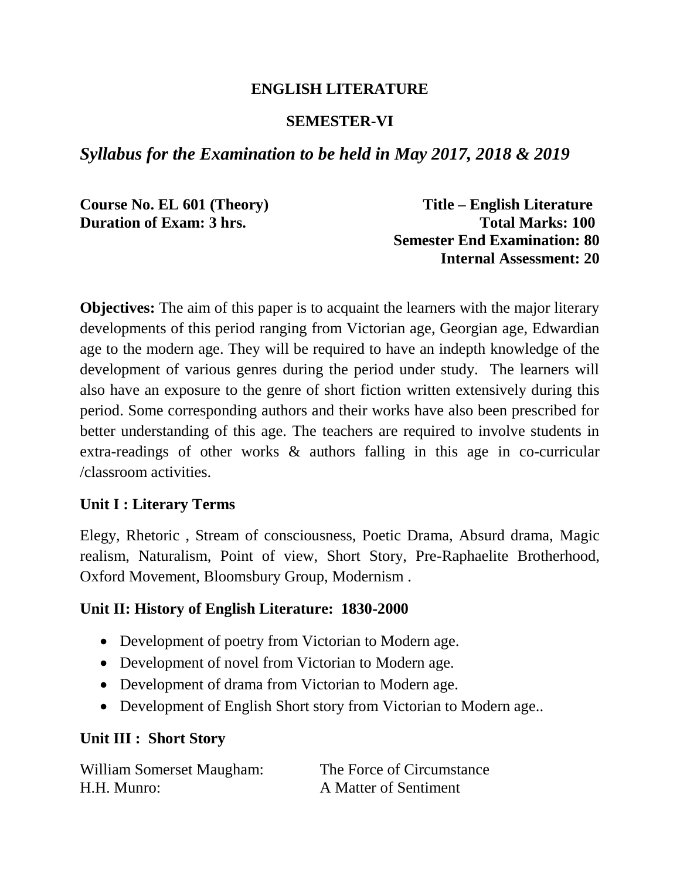**ENGLISH LITERATURE**

**SEMESTER-VI**

***Syllabus for the Examination to be held in May 2017, 2018 & 2019***

**Course No. EL 601 (Theory)** **Title – English Literature**
**Duration of Exam: 3 hrs.** **Total Marks: 100**
**Semester End Examination: 80**
**Internal Assessment: 20**

**Objectives:** The aim of this paper is to acquaint the learners with the major literary developments of this period ranging from Victorian age, Georgian age, Edwardian age to the modern age. They will be required to have an indepth knowledge of the development of various genres during the period under study. The learners will also have an exposure to the genre of short fiction written extensively during this period. Some corresponding authors and their works have also been prescribed for better understanding of this age. The teachers are required to involve students in extra-readings of other works & authors falling in this age in co-curricular /classroom activities.

**Unit I : Literary Terms**

Elegy, Rhetoric , Stream of consciousness, Poetic Drama, Absurd drama, Magic realism, Naturalism, Point of view, Short Story, Pre-Raphaelite Brotherhood, Oxford Movement, Bloomsbury Group, Modernism .

**Unit II: History of English Literature: 1830-2000**

- Development of poetry from Victorian to Modern age.
- Development of novel from Victorian to Modern age.
- Development of drama from Victorian to Modern age.
- Development of English Short story from Victorian to Modern age..

**Unit III : Short Story**

William Somerset Maugham: The Force of Circumstance
H.H. Munro: A Matter of Sentiment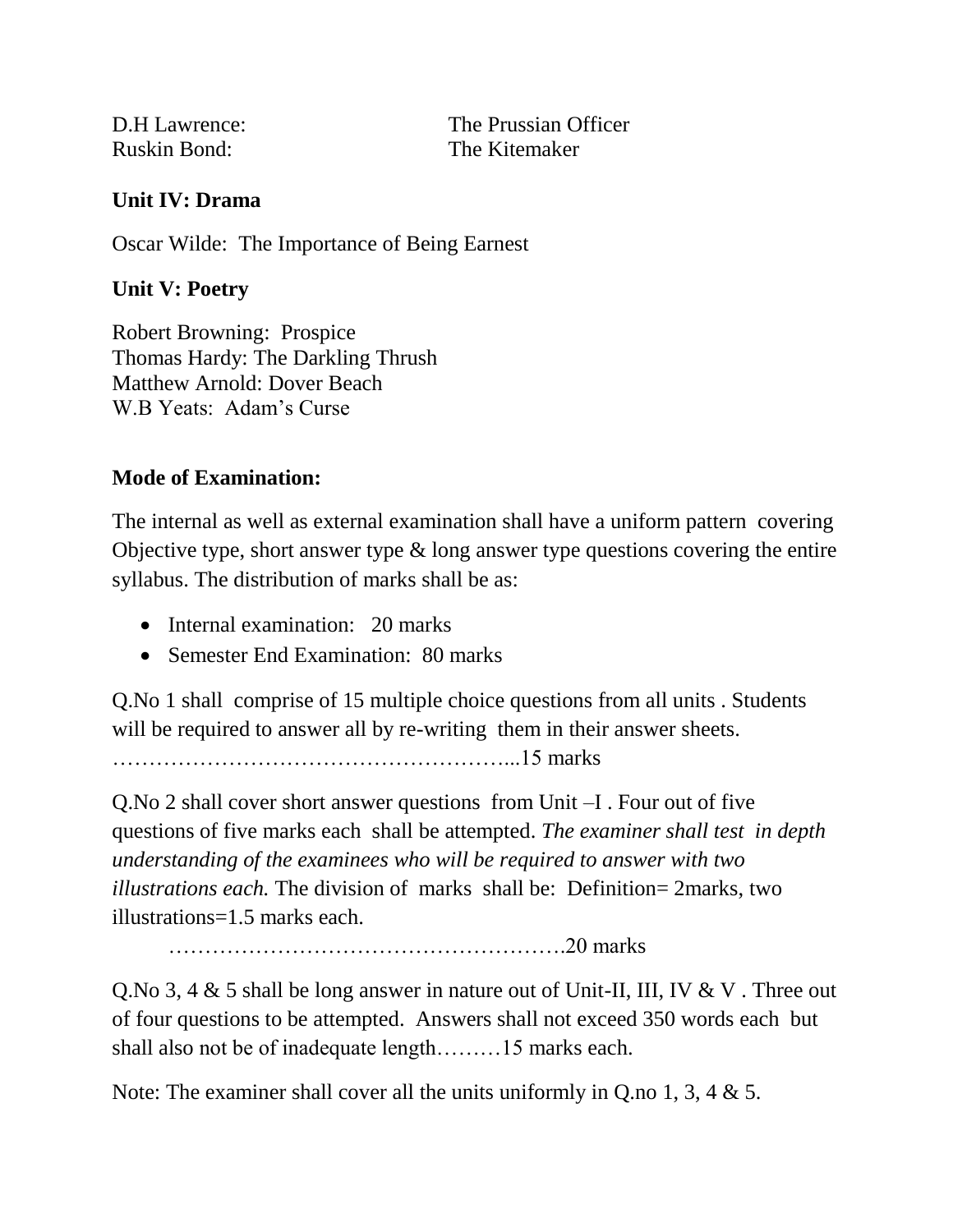D.H Lawrence: The Prussian Officer
Ruskin Bond: The Kitemaker

**Unit IV: Drama**

Oscar Wilde: The Importance of Being Earnest

**Unit V: Poetry**

Robert Browning: Prospice
Thomas Hardy: The Darkling Thrush
Matthew Arnold: Dover Beach
W.B Yeats: Adam's Curse

**Mode of Examination:**

The internal as well as external examination shall have a uniform pattern covering Objective type, short answer type & long answer type questions covering the entire syllabus. The distribution of marks shall be as:

- Internal examination: 20 marks
- Semester End Examination: 80 marks

Q.No 1 shall comprise of 15 multiple choice questions from all units . Students will be required to answer all by re-writing them in their answer sheets. ………………………………………………...15 marks

Q.No 2 shall cover short answer questions from Unit –I . Four out of five questions of five marks each shall be attempted. *The examiner shall test in depth understanding of the examinees who will be required to answer with two illustrations each.* The division of marks shall be: Definition= 2marks, two illustrations=1.5 marks each.

……………………………………………….20 marks

Q.No 3, 4 & 5 shall be long answer in nature out of Unit-II, III, IV & V . Three out of four questions to be attempted. Answers shall not exceed 350 words each but shall also not be of inadequate length………15 marks each.

Note: The examiner shall cover all the units uniformly in Q.no 1, 3, 4 & 5.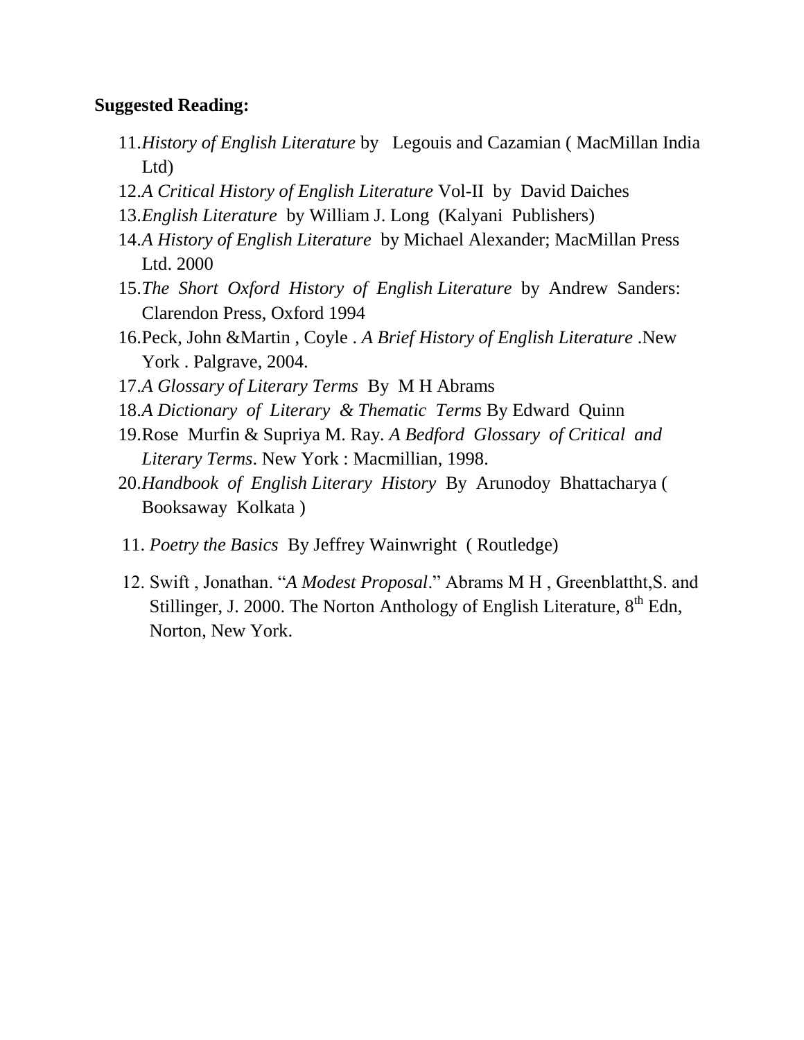**Suggested Reading:**

11. *History of English Literature* by Legouis and Cazamian ( MacMillan India Ltd)
12. *A Critical History of English Literature* Vol-II by David Daiches
13. *English Literature* by William J. Long (Kalyani Publishers)
14. *A History of English Literature* by Michael Alexander; MacMillan Press Ltd. 2000
15. *The Short Oxford History of English Literature* by Andrew Sanders: Clarendon Press, Oxford 1994
16. Peck, John &Martin , Coyle . *A Brief History of English Literature* .New York . Palgrave, 2004.
17. *A Glossary of Literary Terms* By M H Abrams
18. *A Dictionary of Literary & Thematic Terms* By Edward Quinn
19. Rose Murfin & Supriya M. Ray. *A Bedford Glossary of Critical and Literary Terms*. New York : Macmillian, 1998.
20. *Handbook of English Literary History* By Arunodoy Bhattacharya ( Booksaway Kolkata )

11. *Poetry the Basics* By Jeffrey Wainwright ( Routledge)

12. Swift , Jonathan. "*A Modest Proposal*." Abrams M H , Greenblattht,S. and Stillinger, J. 2000. The Norton Anthology of English Literature, 8th Edn, Norton, New York.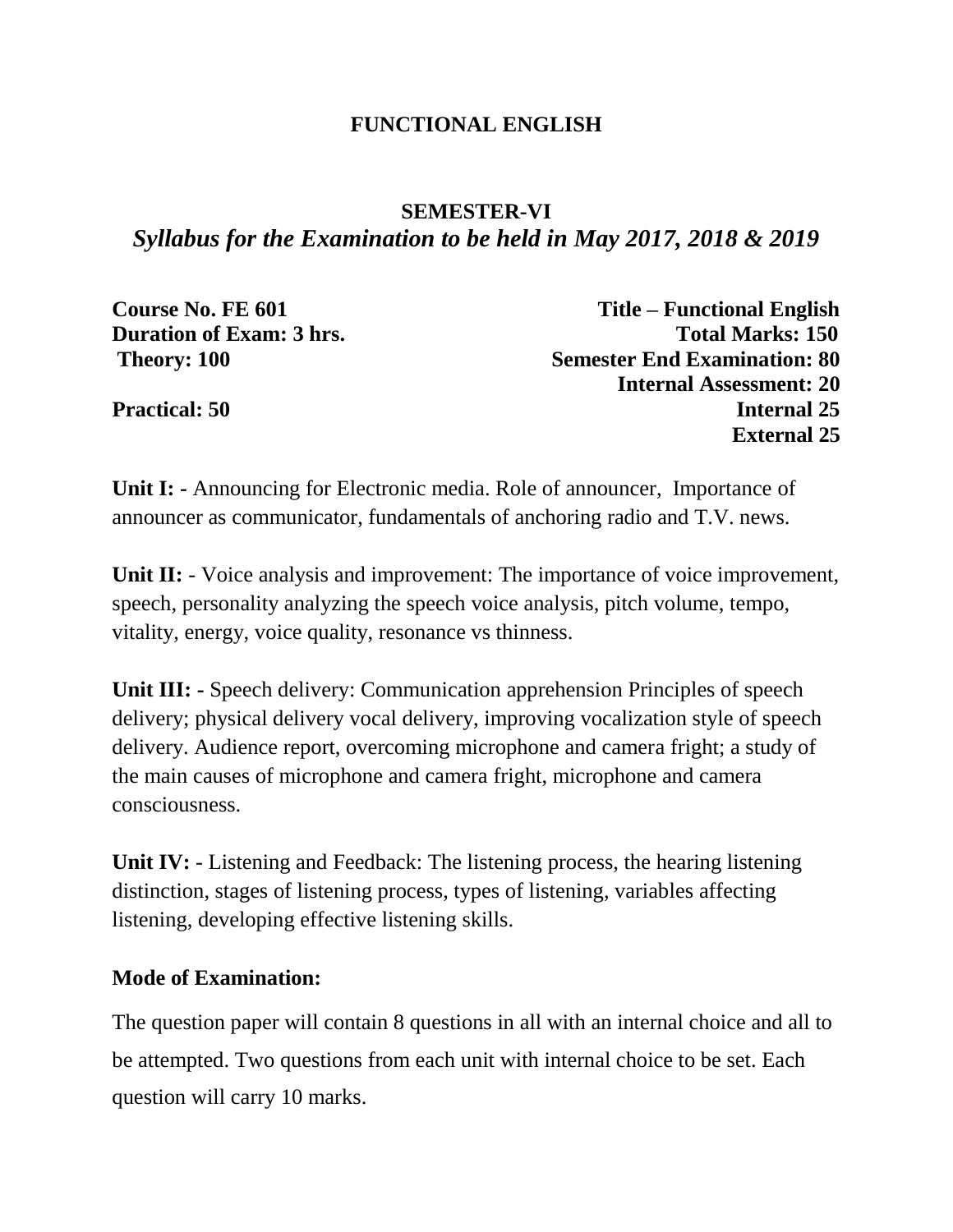# FUNCTIONAL ENGLISH

## SEMESTER-VI

***Syllabus for the Examination to be held in May 2017, 2018 & 2019***

**Course No. FE 601** | **Title – Functional English**
**Duration of Exam: 3 hrs.** | **Total Marks: 150**
**Theory: 100** | **Semester End Examination: 80**
**Internal Assessment: 20**
**Practical: 50** | **Internal 25**
**External 25**

**Unit I: -** Announcing for Electronic media. Role of announcer, Importance of announcer as communicator, fundamentals of anchoring radio and T.V. news.

**Unit II:** - Voice analysis and improvement: The importance of voice improvement, speech, personality analyzing the speech voice analysis, pitch volume, tempo, vitality, energy, voice quality, resonance vs thinness.

**Unit III: -** Speech delivery: Communication apprehension Principles of speech delivery; physical delivery vocal delivery, improving vocalization style of speech delivery. Audience report, overcoming microphone and camera fright; a study of the main causes of microphone and camera fright, microphone and camera consciousness.

**Unit IV:** - Listening and Feedback: The listening process, the hearing listening distinction, stages of listening process, types of listening, variables affecting listening, developing effective listening skills.

**Mode of Examination:**

The question paper will contain 8 questions in all with an internal choice and all to be attempted. Two questions from each unit with internal choice to be set. Each question will carry 10 marks.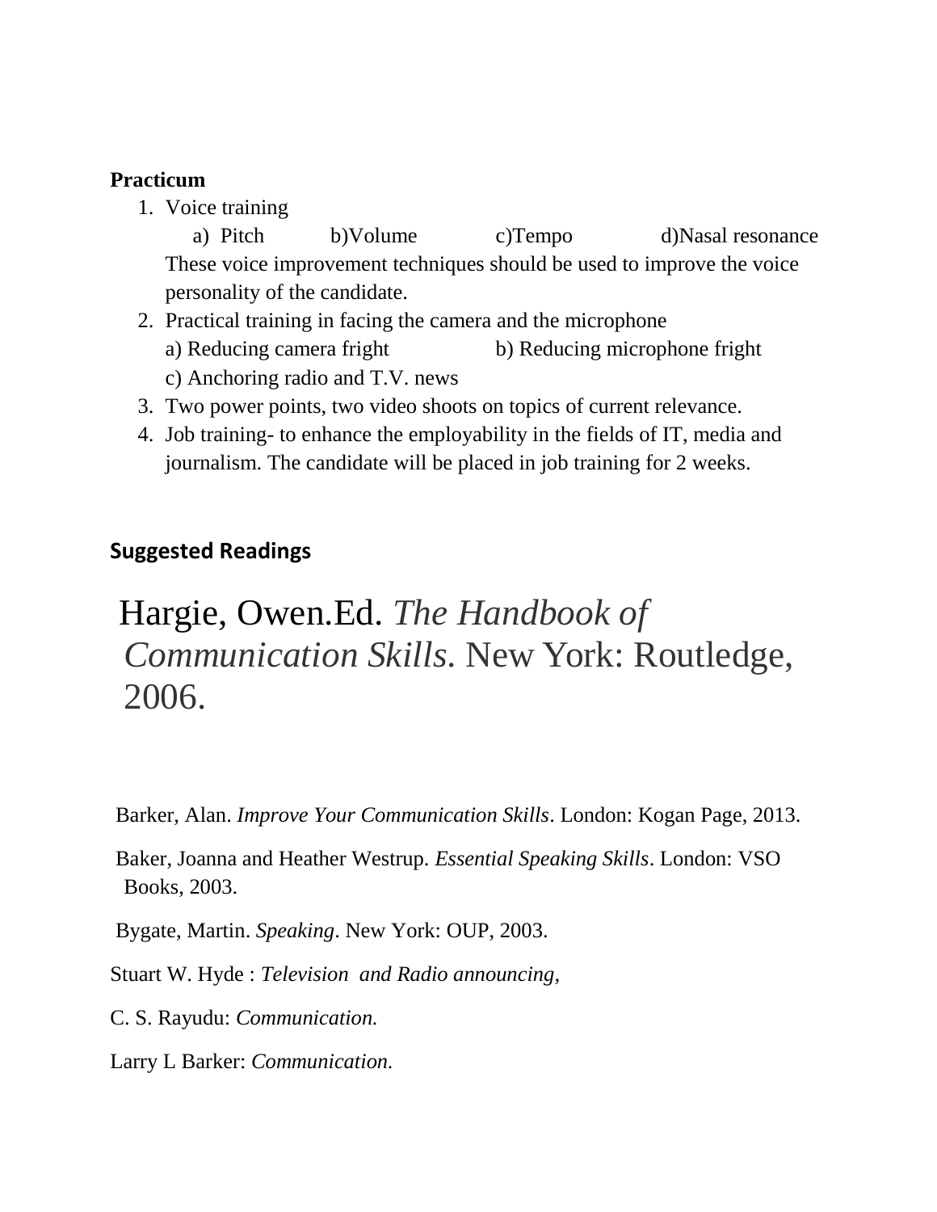**Practicum**

1. Voice training
   a) Pitch b)Volume c)Tempo d)Nasal resonance
   These voice improvement techniques should be used to improve the voice personality of the candidate.
2. Practical training in facing the camera and the microphone
   a) Reducing camera fright b) Reducing microphone fright
   c) Anchoring radio and T.V. news
3. Two power points, two video shoots on topics of current relevance.
4. Job training- to enhance the employability in the fields of IT, media and journalism. The candidate will be placed in job training for 2 weeks.

**Suggested Readings**

Hargie, Owen.Ed. *The Handbook of Communication Skills*. New York: Routledge, 2006.

Barker, Alan. *Improve Your Communication Skills*. London: Kogan Page, 2013.

Baker, Joanna and Heather Westrup. *Essential Speaking Skills*. London: VSO Books, 2003.

Bygate, Martin. *Speaking*. New York: OUP, 2003.

Stuart W. Hyde : *Television and Radio announcing,*

C. S. Rayudu: *Communication.*

Larry L Barker: *Communication.*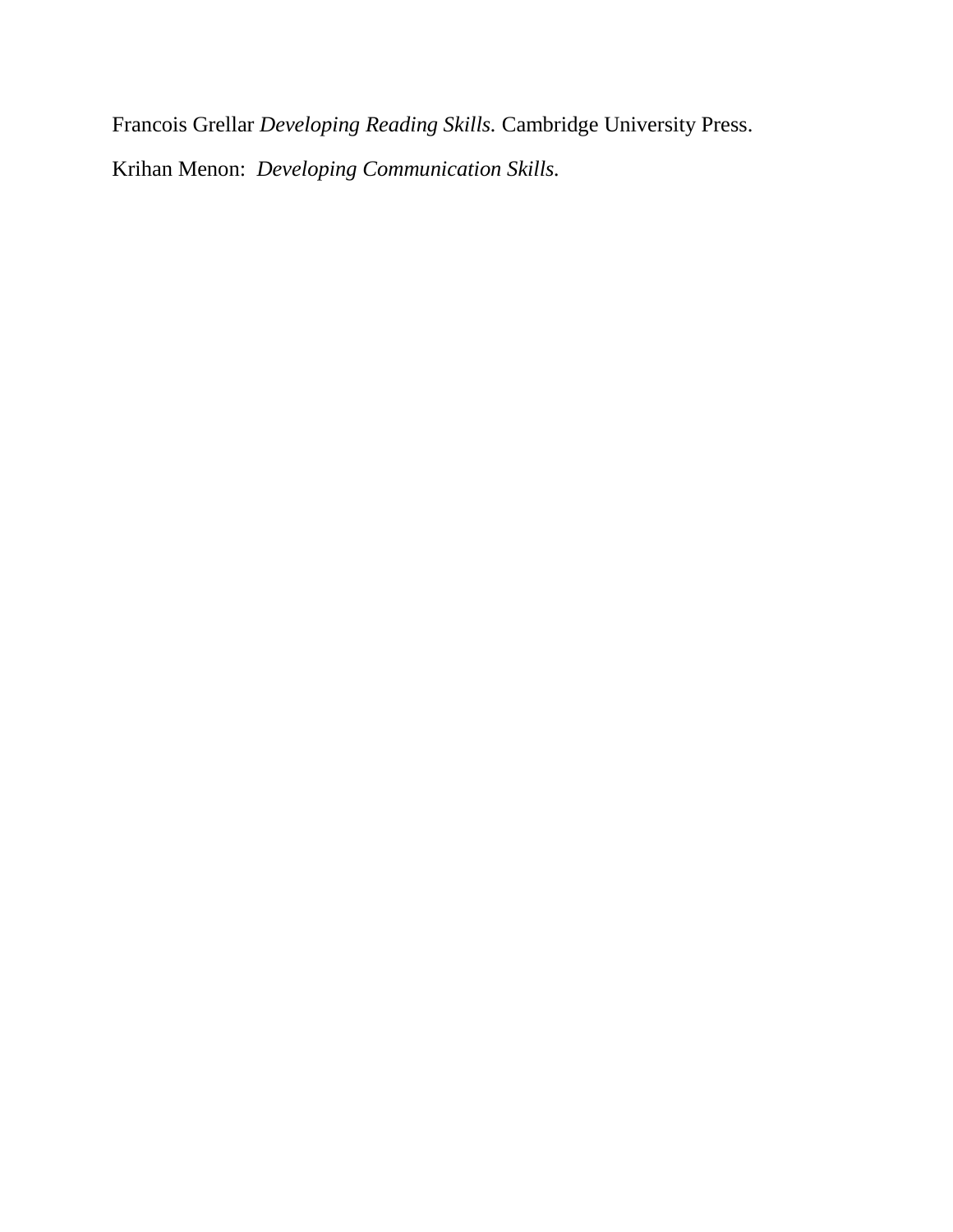Francois Grellar *Developing Reading Skills.* Cambridge University Press.

Krihan Menon: *Developing Communication Skills.*